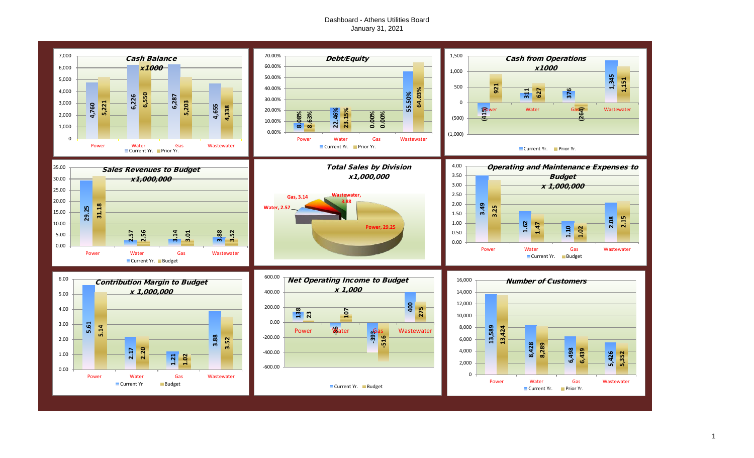# Dashboard - Athens Utilities Board
January 31, 2021

## Cash Balance x1000

| | Power | Water | Gas | Wastewater |
|---|---|---|---|---|
| Current Yr. | 4,760 | 6,226 | 6,287 | 4,655 |
| Prior Yr. | 5,221 | 6,550 | 5,203 | 4,338 |

## Debt/Equity

| | Power | Water | Gas | Wastewater |
|---|---|---|---|---|
| Current Yr. | 8.08% | 22.46% | 0.00% | 55.50% |
| Prior Yr. | 8.63% | 23.15% | 0.00% | 64.03% |

## Cash from Operations x1000

| | Power | Water | Gas | Wastewater |
|---|---|---|---|---|
| Current Yr. | (415) | 311 | 376 | 1,345 |
| Prior Yr. | 921 | 627 | (264) | 1,151 |

## Sales Revenues to Budget x1,000,000

| | Power | Water | Gas | Wastewater |
|---|---|---|---|---|
| Current Yr. | 29.25 | 2.57 | 3.14 | 3.88 |
| Budget | 31.18 | 2.56 | 3.01 | 3.52 |

## Total Sales by Division x1,000,000

| Division | Sales |
|---|---|
| Power | 29.25 |
| Water | 2.57 |
| Gas | 3.14 |
| Wastewater | 3.88 |

## Operating and Maintenance Expenses to Budget x 1,000,000

| | Power | Water | Gas | Wastewater |
|---|---|---|---|---|
| Current Yr. | 3.49 | 1.62 | 1.10 | 2.08 |
| Budget | 3.25 | 1.47 | 1.02 | 2.15 |

## Contribution Margin to Budget x 1,000,000

| | Power | Water | Gas | Wastewater |
|---|---|---|---|---|
| Current Yr | 5.61 | 2.17 | 1.21 | 3.88 |
| Budget | 5.14 | 2.20 | 1.02 | 3.52 |

## Net Operating Income to Budget x 1,000

| | Power | Water | Gas | Wastewater |
|---|---|---|---|---|
| Current Yr. | 138 | -36 | -393 | 400 |
| Budget | 23 | 107 | -516 | 275 |

## Number of Customers

| | Power | Water | Gas | Wastewater |
|---|---|---|---|---|
| Current Yr. | 13,589 | 8,428 | 6,498 | 5,426 |
| Prior Yr. | 13,424 | 8,289 | 6,439 | 5,352 |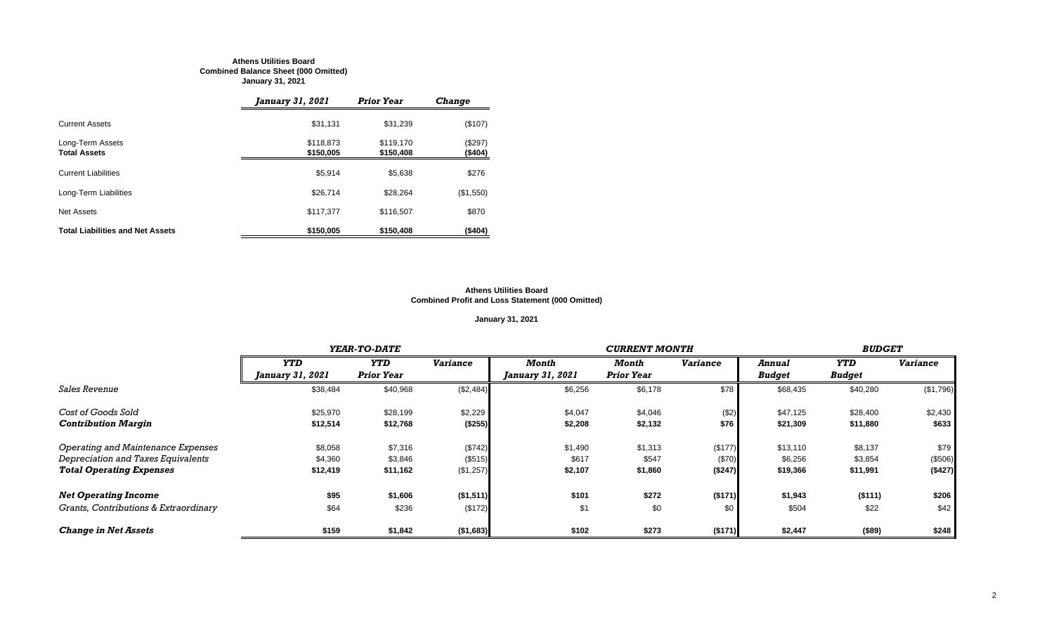**Athens Utilities Board**
**Combined Balance Sheet (000 Omitted)**
**January 31, 2021**

| | *January 31, 2021* | *Prior Year* | *Change* |
|---|---|---|---|
| Current Assets | $31,131 | $31,239 | ($107) |
| Long-Term Assets | $118,873 | $119,170 | ($297) |
| **Total Assets** | **$150,005** | **$150,408** | **($404)** |
| Current Liabilities | $5,914 | $5,638 | $276 |
| Long-Term Liabilities | $26,714 | $28,264 | ($1,550) |
| Net Assets | $117,377 | $116,507 | $870 |
| **Total Liabilities and Net Assets** | **$150,005** | **$150,408** | **($404)** |

**Athens Utilities Board**
**Combined Profit and Loss Statement (000 Omitted)**

**January 31, 2021**

| | *YEAR-TO-DATE* | | | *CURRENT MONTH* | | | *BUDGET* | | |
|---|---|---|---|---|---|---|---|---|---|
| | *YTD January 31, 2021* | *YTD Prior Year* | *Variance* | *Month January 31, 2021* | *Month Prior Year* | *Variance* | *Annual Budget* | *YTD Budget* | *Variance* |
| *Sales Revenue* | $38,484 | $40,968 | ($2,484) | $6,256 | $6,178 | $78 | $68,435 | $40,280 | ($1,796) |
| *Cost of Goods Sold* | $25,970 | $28,199 | $2,229 | $4,047 | $4,046 | ($2) | $47,125 | $28,400 | $2,430 |
| ***Contribution Margin*** | **$12,514** | **$12,768** | **($255)** | **$2,208** | **$2,132** | **$76** | **$21,309** | **$11,880** | **$633** |
| *Operating and Maintenance Expenses* | $8,058 | $7,316 | ($742) | $1,490 | $1,313 | ($177) | $13,110 | $8,137 | $79 |
| *Depreciation and Taxes Equivalents* | $4,360 | $3,846 | ($515) | $617 | $547 | ($70) | $6,256 | $3,854 | ($506) |
| ***Total Operating Expenses*** | **$12,419** | **$11,162** | **($1,257)** | **$2,107** | **$1,860** | **($247)** | **$19,366** | **$11,991** | **($427)** |
| ***Net Operating Income*** | **$95** | **$1,606** | **($1,511)** | **$101** | **$272** | **($171)** | **$1,943** | **($111)** | **$206** |
| *Grants, Contributions & Extraordinary* | $64 | $236 | ($172) | $1 | $0 | $0 | $504 | $22 | $42 |
| ***Change in Net Assets*** | **$159** | **$1,842** | **($1,683)** | **$102** | **$273** | **($171)** | **$2,447** | **($89)** | **$248** |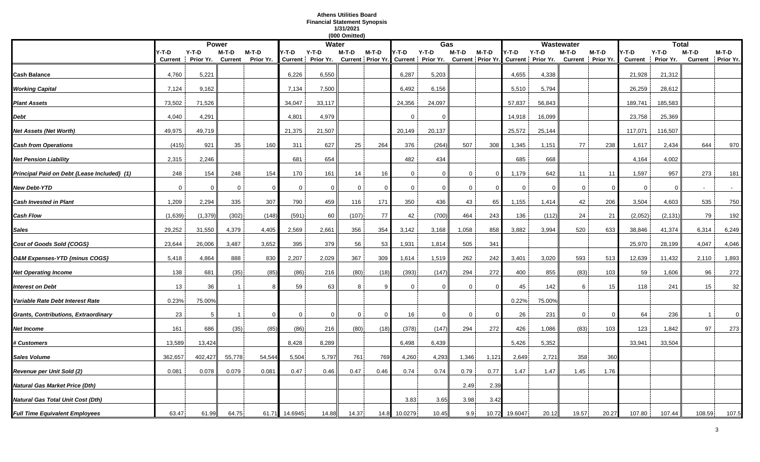**Athens Utilities Board**
**Financial Statement Synopsis**
**1/31/2021**
**(000 Omitted)**

| | Power | | | | Water | | | | Gas | | | | Wastewater | | | | Total | | | |
|---|---|---|---|---|---|---|---|---|---|---|---|---|---|---|---|---|---|---|---|---|
| | Y-T-D Current | Y-T-D Prior Yr. | M-T-D Current | M-T-D Prior Yr. | Y-T-D Current | Y-T-D Prior Yr. | M-T-D Current | M-T-D Prior Yr. | Y-T-D Current | Y-T-D Prior Yr. | M-T-D Current | M-T-D Prior Yr. | Y-T-D Current | Y-T-D Prior Yr. | M-T-D Current | M-T-D Prior Yr. | Y-T-D Current | Y-T-D Prior Yr. | M-T-D Current | M-T-D Prior Yr. |
| **Cash Balance** | 4,760 | 5,221 | | | 6,226 | 6,550 | | | 6,287 | 5,203 | | | 4,655 | 4,338 | | | 21,928 | 21,312 | | |
| ***Working Capital*** | 7,124 | 9,162 | | | 7,134 | 7,500 | | | 6,492 | 6,156 | | | 5,510 | 5,794 | | | 26,259 | 28,612 | | |
| ***Plant Assets*** | 73,502 | 71,526 | | | 34,047 | 33,117 | | | 24,356 | 24,097 | | | 57,837 | 56,843 | | | 189,741 | 185,583 | | |
| ***Debt*** | 4,040 | 4,291 | | | 4,801 | 4,979 | | | 0 | 0 | | | 14,918 | 16,099 | | | 23,758 | 25,369 | | |
| ***Net Assets (Net Worth)*** | 49,975 | 49,719 | | | 21,375 | 21,507 | | | 20,149 | 20,137 | | | 25,572 | 25,144 | | | 117,071 | 116,507 | | |
| ***Cash from Operations*** | (415) | 921 | 35 | 160 | 311 | 627 | 25 | 264 | 376 | (264) | 507 | 308 | 1,345 | 1,151 | 77 | 238 | 1,617 | 2,434 | 644 | 970 |
| ***Net Pension Liability*** | 2,315 | 2,246 | | | 681 | 654 | | | 482 | 434 | | | 685 | 668 | | | 4,164 | 4,002 | | |
| ***Principal Paid on Debt {Lease Included} (1)*** | 248 | 154 | 248 | 154 | 170 | 161 | 14 | 16 | 0 | 0 | 0 | 0 | 1,179 | 642 | 11 | 11 | 1,597 | 957 | 273 | 181 |
| ***New Debt-YTD*** | 0 | 0 | 0 | 0 | 0 | 0 | 0 | 0 | 0 | 0 | 0 | 0 | 0 | 0 | 0 | 0 | 0 | 0 | - | - |
| ***Cash Invested in Plant*** | 1,209 | 2,294 | 335 | 307 | 790 | 459 | 116 | 171 | 350 | 436 | 43 | 65 | 1,155 | 1,414 | 42 | 206 | 3,504 | 4,603 | 535 | 750 |
| ***Cash Flow*** | (1,639) | (1,379) | (302) | (148) | (591) | 60 | (107) | 77 | 42 | (700) | 464 | 243 | 136 | (112) | 24 | 21 | (2,052) | (2,131) | 79 | 192 |
| ***Sales*** | 29,252 | 31,550 | 4,379 | 4,405 | 2,569 | 2,661 | 356 | 354 | 3,142 | 3,168 | 1,058 | 858 | 3,882 | 3,994 | 520 | 633 | 38,846 | 41,374 | 6,314 | 6,249 |
| ***Cost of Goods Sold {COGS}*** | 23,644 | 26,006 | 3,487 | 3,652 | 395 | 379 | 56 | 53 | 1,931 | 1,814 | 505 | 341 | | | | | 25,970 | 28,199 | 4,047 | 4,046 |
| ***O&M Expenses-YTD {minus COGS}*** | 5,418 | 4,864 | 888 | 830 | 2,207 | 2,029 | 367 | 309 | 1,614 | 1,519 | 262 | 242 | 3,401 | 3,020 | 593 | 513 | 12,639 | 11,432 | 2,110 | 1,893 |
| ***Net Operating Income*** | 138 | 681 | (35) | (85) | (86) | 216 | (80) | (18) | (393) | (147) | 294 | 272 | 400 | 855 | (83) | 103 | 59 | 1,606 | 96 | 272 |
| ***Interest on Debt*** | 13 | 36 | 1 | 8 | 59 | 63 | 8 | 9 | 0 | 0 | 0 | 0 | 45 | 142 | 6 | 15 | 118 | 241 | 15 | 32 |
| ***Variable Rate Debt Interest Rate*** | 0.23% | 75.00% | | | | | | | | | | | 0.22% | 75.00% | | | | | | |
| ***Grants, Contributions, Extraordinary*** | 23 | 5 | 1 | 0 | 0 | 0 | 0 | 0 | 16 | 0 | 0 | 0 | 26 | 231 | 0 | 0 | 64 | 236 | 1 | 0 |
| ***Net Income*** | 161 | 686 | (35) | (85) | (86) | 216 | (80) | (18) | (378) | (147) | 294 | 272 | 426 | 1,086 | (83) | 103 | 123 | 1,842 | 97 | 273 |
| ***# Customers*** | 13,589 | 13,424 | | | 8,428 | 8,289 | | | 6,498 | 6,439 | | | 5,426 | 5,352 | | | 33,941 | 33,504 | | |
| ***Sales Volume*** | 362,657 | 402,427 | 55,778 | 54,544 | 5,504 | 5,797 | 761 | 769 | 4,260 | 4,293 | 1,346 | 1,121 | 2,649 | 2,721 | 358 | 360 | | | | |
| ***Revenue per Unit Sold (2)*** | 0.081 | 0.078 | 0.079 | 0.081 | 0.47 | 0.46 | 0.47 | 0.46 | 0.74 | 0.74 | 0.79 | 0.77 | 1.47 | 1.47 | 1.45 | 1.76 | | | | |
| ***Natural Gas Market Price (Dth)*** | | | | | | | | | | | 2.49 | 2.39 | | | | | | | | |
| ***Natural Gas Total Unit Cost (Dth)*** | | | | | | | | | 3.83 | 3.65 | 3.98 | 3.42 | | | | | | | | |
| ***Full Time Equivalent Employees*** | 63.47 | 61.99 | 64.75 | 61.71 | 14.6945 | 14.88 | 14.37 | 14.8 | 10.0279 | 10.45 | 9.9 | 10.72 | 19.6047 | 20.12 | 19.57 | 20.27 | 107.80 | 107.44 | 108.59 | 107.5 |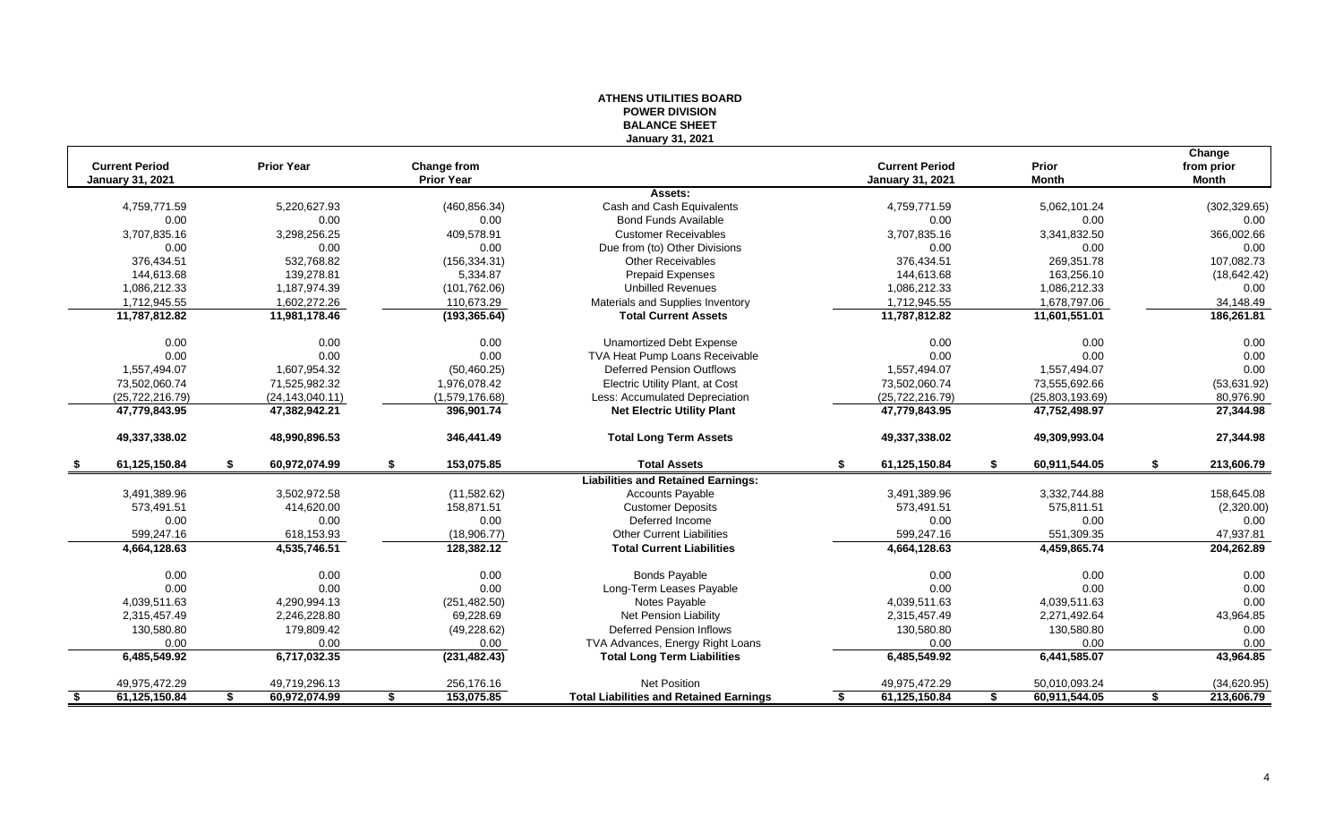# ATHENS UTILITIES BOARD
## POWER DIVISION
## BALANCE SHEET
### January 31, 2021

| Current Period January 31, 2021 | Prior Year | Change from Prior Year | | Current Period January 31, 2021 | Prior Month | Change from prior Month |
|---|---|---|---|---|---|---|
| | | | **Assets:** | | | |
| 4,759,771.59 | 5,220,627.93 | (460,856.34) | Cash and Cash Equivalents | 4,759,771.59 | 5,062,101.24 | (302,329.65) |
| 0.00 | 0.00 | 0.00 | Bond Funds Available | 0.00 | 0.00 | 0.00 |
| 3,707,835.16 | 3,298,256.25 | 409,578.91 | Customer Receivables | 3,707,835.16 | 3,341,832.50 | 366,002.66 |
| 0.00 | 0.00 | 0.00 | Due from (to) Other Divisions | 0.00 | 0.00 | 0.00 |
| 376,434.51 | 532,768.82 | (156,334.31) | Other Receivables | 376,434.51 | 269,351.78 | 107,082.73 |
| 144,613.68 | 139,278.81 | 5,334.87 | Prepaid Expenses | 144,613.68 | 163,256.10 | (18,642.42) |
| 1,086,212.33 | 1,187,974.39 | (101,762.06) | Unbilled Revenues | 1,086,212.33 | 1,086,212.33 | 0.00 |
| 1,712,945.55 | 1,602,272.26 | 110,673.29 | Materials and Supplies Inventory | 1,712,945.55 | 1,678,797.06 | 34,148.49 |
| **11,787,812.82** | **11,981,178.46** | **(193,365.64)** | **Total Current Assets** | **11,787,812.82** | **11,601,551.01** | **186,261.81** |
| 0.00 | 0.00 | 0.00 | Unamortized Debt Expense | 0.00 | 0.00 | 0.00 |
| 0.00 | 0.00 | 0.00 | TVA Heat Pump Loans Receivable | 0.00 | 0.00 | 0.00 |
| 1,557,494.07 | 1,607,954.32 | (50,460.25) | Deferred Pension Outflows | 1,557,494.07 | 1,557,494.07 | 0.00 |
| 73,502,060.74 | 71,525,982.32 | 1,976,078.42 | Electric Utility Plant, at Cost | 73,502,060.74 | 73,555,692.66 | (53,631.92) |
| (25,722,216.79) | (24,143,040.11) | (1,579,176.68) | Less: Accumulated Depreciation | (25,722,216.79) | (25,803,193.69) | 80,976.90 |
| **47,779,843.95** | **47,382,942.21** | **396,901.74** | **Net Electric Utility Plant** | **47,779,843.95** | **47,752,498.97** | **27,344.98** |
| **49,337,338.02** | **48,990,896.53** | **346,441.49** | **Total Long Term Assets** | **49,337,338.02** | **49,309,993.04** | **27,344.98** |
| **$ 61,125,150.84** | **$ 60,972,074.99** | **$ 153,075.85** | **Total Assets** | **$ 61,125,150.84** | **$ 60,911,544.05** | **$ 213,606.79** |
| | | | **Liabilities and Retained Earnings:** | | | |
| 3,491,389.96 | 3,502,972.58 | (11,582.62) | Accounts Payable | 3,491,389.96 | 3,332,744.88 | 158,645.08 |
| 573,491.51 | 414,620.00 | 158,871.51 | Customer Deposits | 573,491.51 | 575,811.51 | (2,320.00) |
| 0.00 | 0.00 | 0.00 | Deferred Income | 0.00 | 0.00 | 0.00 |
| 599,247.16 | 618,153.93 | (18,906.77) | Other Current Liabilities | 599,247.16 | 551,309.35 | 47,937.81 |
| **4,664,128.63** | **4,535,746.51** | **128,382.12** | **Total Current Liabilities** | **4,664,128.63** | **4,459,865.74** | **204,262.89** |
| 0.00 | 0.00 | 0.00 | Bonds Payable | 0.00 | 0.00 | 0.00 |
| 0.00 | 0.00 | 0.00 | Long-Term Leases Payable | 0.00 | 0.00 | 0.00 |
| 4,039,511.63 | 4,290,994.13 | (251,482.50) | Notes Payable | 4,039,511.63 | 4,039,511.63 | 0.00 |
| 2,315,457.49 | 2,246,228.80 | 69,228.69 | Net Pension Liability | 2,315,457.49 | 2,271,492.64 | 43,964.85 |
| 130,580.80 | 179,809.42 | (49,228.62) | Deferred Pension Inflows | 130,580.80 | 130,580.80 | 0.00 |
| 0.00 | 0.00 | 0.00 | TVA Advances, Energy Right Loans | 0.00 | 0.00 | 0.00 |
| **6,485,549.92** | **6,717,032.35** | **(231,482.43)** | **Total Long Term Liabilities** | **6,485,549.92** | **6,441,585.07** | **43,964.85** |
| 49,975,472.29 | 49,719,296.13 | 256,176.16 | Net Position | 49,975,472.29 | 50,010,093.24 | (34,620.95) |
| **$ 61,125,150.84** | **$ 60,972,074.99** | **$ 153,075.85** | **Total Liabilities and Retained Earnings** | **$ 61,125,150.84** | **$ 60,911,544.05** | **$ 213,606.79** |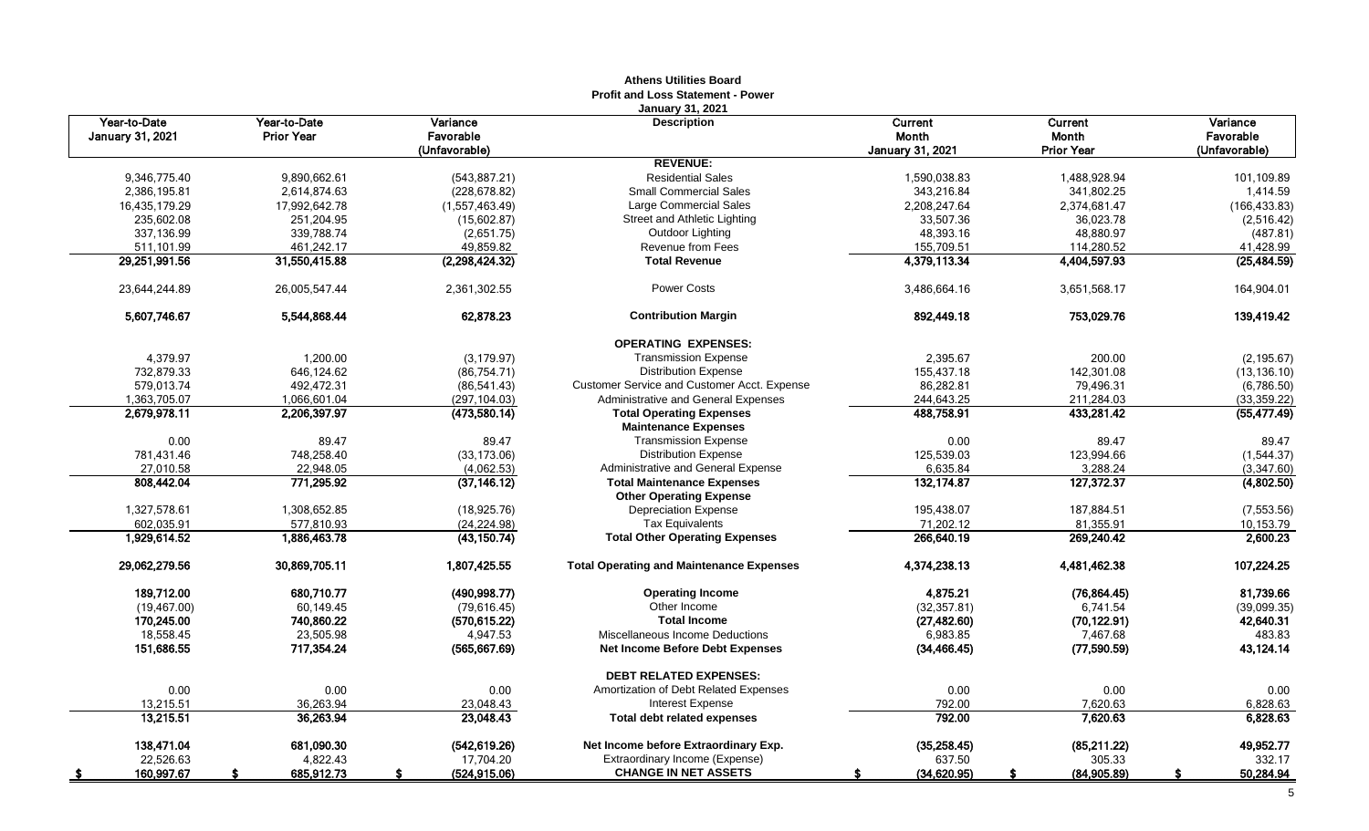**Athens Utilities Board**
**Profit and Loss Statement - Power**
**January 31, 2021**

| Year-to-Date January 31, 2021 | Year-to-Date Prior Year | Variance Favorable (Unfavorable) | Description | Current Month January 31, 2021 | Current Month Prior Year | Variance Favorable (Unfavorable) |
|---|---|---|---|---|---|---|
| | | | **REVENUE:** | | | |
| 9,346,775.40 | 9,890,662.61 | (543,887.21) | Residential Sales | 1,590,038.83 | 1,488,928.94 | 101,109.89 |
| 2,386,195.81 | 2,614,874.63 | (228,678.82) | Small Commercial Sales | 343,216.84 | 341,802.25 | 1,414.59 |
| 16,435,179.29 | 17,992,642.78 | (1,557,463.49) | Large Commercial Sales | 2,208,247.64 | 2,374,681.47 | (166,433.83) |
| 235,602.08 | 251,204.95 | (15,602.87) | Street and Athletic Lighting | 33,507.36 | 36,023.78 | (2,516.42) |
| 337,136.99 | 339,788.74 | (2,651.75) | Outdoor Lighting | 48,393.16 | 48,880.97 | (487.81) |
| 511,101.99 | 461,242.17 | 49,859.82 | Revenue from Fees | 155,709.51 | 114,280.52 | 41,428.99 |
| **29,251,991.56** | **31,550,415.88** | **(2,298,424.32)** | **Total Revenue** | **4,379,113.34** | **4,404,597.93** | **(25,484.59)** |
| 23,644,244.89 | 26,005,547.44 | 2,361,302.55 | Power Costs | 3,486,664.16 | 3,651,568.17 | 164,904.01 |
| **5,607,746.67** | **5,544,868.44** | **62,878.23** | **Contribution Margin** | **892,449.18** | **753,029.76** | **139,419.42** |
| | | | **OPERATING EXPENSES:** | | | |
| 4,379.97 | 1,200.00 | (3,179.97) | Transmission Expense | 2,395.67 | 200.00 | (2,195.67) |
| 732,879.33 | 646,124.62 | (86,754.71) | Distribution Expense | 155,437.18 | 142,301.08 | (13,136.10) |
| 579,013.74 | 492,472.31 | (86,541.43) | Customer Service and Customer Acct. Expense | 86,282.81 | 79,496.31 | (6,786.50) |
| 1,363,705.07 | 1,066,601.04 | (297,104.03) | Administrative and General Expenses | 244,643.25 | 211,284.03 | (33,359.22) |
| **2,679,978.11** | **2,206,397.97** | **(473,580.14)** | **Total Operating Expenses** | **488,758.91** | **433,281.42** | **(55,477.49)** |
| | | | **Maintenance Expenses** | | | |
| 0.00 | 89.47 | 89.47 | Transmission Expense | 0.00 | 89.47 | 89.47 |
| 781,431.46 | 748,258.40 | (33,173.06) | Distribution Expense | 125,539.03 | 123,994.66 | (1,544.37) |
| 27,010.58 | 22,948.05 | (4,062.53) | Administrative and General Expense | 6,635.84 | 3,288.24 | (3,347.60) |
| **808,442.04** | **771,295.92** | **(37,146.12)** | **Total Maintenance Expenses** | **132,174.87** | **127,372.37** | **(4,802.50)** |
| | | | **Other Operating Expense** | | | |
| 1,327,578.61 | 1,308,652.85 | (18,925.76) | Depreciation Expense | 195,438.07 | 187,884.51 | (7,553.56) |
| 602,035.91 | 577,810.93 | (24,224.98) | Tax Equivalents | 71,202.12 | 81,355.91 | 10,153.79 |
| **1,929,614.52** | **1,886,463.78** | **(43,150.74)** | **Total Other Operating Expenses** | **266,640.19** | **269,240.42** | **2,600.23** |
| **29,062,279.56** | **30,869,705.11** | **1,807,425.55** | **Total Operating and Maintenance Expenses** | **4,374,238.13** | **4,481,462.38** | **107,224.25** |
| **189,712.00** | **680,710.77** | **(490,998.77)** | **Operating Income** | **4,875.21** | **(76,864.45)** | **81,739.66** |
| (19,467.00) | 60,149.45 | (79,616.45) | Other Income | (32,357.81) | 6,741.54 | (39,099.35) |
| **170,245.00** | **740,860.22** | **(570,615.22)** | **Total Income** | **(27,482.60)** | **(70,122.91)** | **42,640.31** |
| 18,558.45 | 23,505.98 | 4,947.53 | Miscellaneous Income Deductions | 6,983.85 | 7,467.68 | 483.83 |
| **151,686.55** | **717,354.24** | **(565,667.69)** | **Net Income Before Debt Expenses** | **(34,466.45)** | **(77,590.59)** | **43,124.14** |
| | | | **DEBT RELATED EXPENSES:** | | | |
| 0.00 | 0.00 | 0.00 | Amortization of Debt Related Expenses | 0.00 | 0.00 | 0.00 |
| 13,215.51 | 36,263.94 | 23,048.43 | Interest Expense | 792.00 | 7,620.63 | 6,828.63 |
| **13,215.51** | **36,263.94** | **23,048.43** | **Total debt related expenses** | **792.00** | **7,620.63** | **6,828.63** |
| **138,471.04** | **681,090.30** | **(542,619.26)** | **Net Income before Extraordinary Exp.** | **(35,258.45)** | **(85,211.22)** | **49,952.77** |
| 22,526.63 | 4,822.43 | 17,704.20 | Extraordinary Income (Expense) | 637.50 | 305.33 | 332.17 |
| **$ 160,997.67** | **$ 685,912.73** | **$ (524,915.06)** | **CHANGE IN NET ASSETS** | **$ (34,620.95)** | **$ (84,905.89)** | **$ 50,284.94** |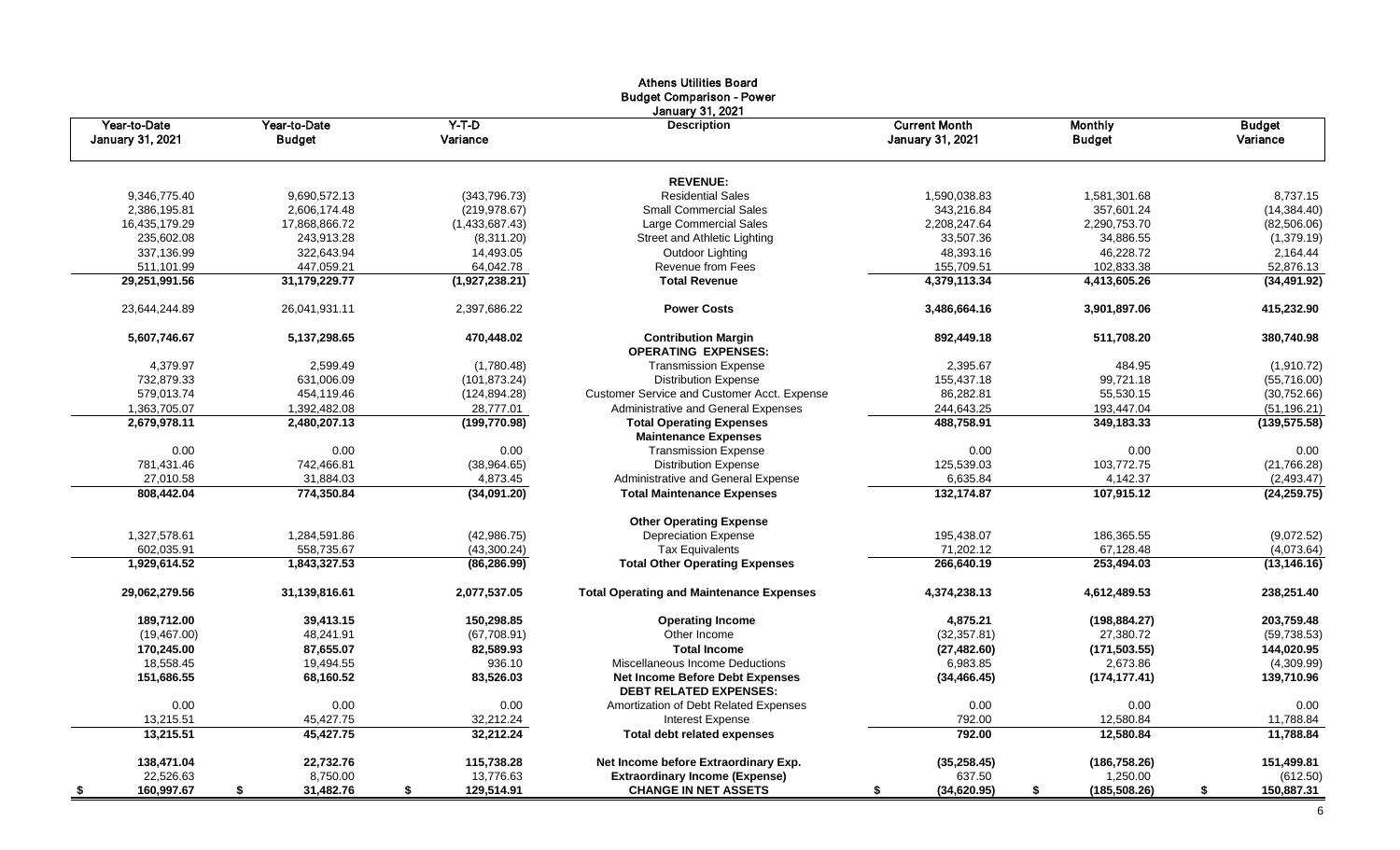# Athens Utilities Board
## Budget Comparison - Power
### January 31, 2021

| Year-to-Date January 31, 2021 | Year-to-Date Budget | Y-T-D Variance | Description | Current Month January 31, 2021 | Monthly Budget | Budget Variance |
|---|---|---|---|---|---|---|
| | | | **REVENUE:** | | | |
| 9,346,775.40 | 9,690,572.13 | (343,796.73) | Residential Sales | 1,590,038.83 | 1,581,301.68 | 8,737.15 |
| 2,386,195.81 | 2,606,174.48 | (219,978.67) | Small Commercial Sales | 343,216.84 | 357,601.24 | (14,384.40) |
| 16,435,179.29 | 17,868,866.72 | (1,433,687.43) | Large Commercial Sales | 2,208,247.64 | 2,290,753.70 | (82,506.06) |
| 235,602.08 | 243,913.28 | (8,311.20) | Street and Athletic Lighting | 33,507.36 | 34,886.55 | (1,379.19) |
| 337,136.99 | 322,643.94 | 14,493.05 | Outdoor Lighting | 48,393.16 | 46,228.72 | 2,164.44 |
| 511,101.99 | 447,059.21 | 64,042.78 | Revenue from Fees | 155,709.51 | 102,833.38 | 52,876.13 |
| **29,251,991.56** | **31,179,229.77** | **(1,927,238.21)** | **Total Revenue** | **4,379,113.34** | **4,413,605.26** | **(34,491.92)** |
| 23,644,244.89 | 26,041,931.11 | 2,397,686.22 | **Power Costs** | 3,486,664.16 | 3,901,897.06 | 415,232.90 |
| **5,607,746.67** | **5,137,298.65** | **470,448.02** | **Contribution Margin** | **892,449.18** | **511,708.20** | **380,740.98** |
| | | | **OPERATING EXPENSES:** | | | |
| 4,379.97 | 2,599.49 | (1,780.48) | Transmission Expense | 2,395.67 | 484.95 | (1,910.72) |
| 732,879.33 | 631,006.09 | (101,873.24) | Distribution Expense | 155,437.18 | 99,721.18 | (55,716.00) |
| 579,013.74 | 454,119.46 | (124,894.28) | Customer Service and Customer Acct. Expense | 86,282.81 | 55,530.15 | (30,752.66) |
| 1,363,705.07 | 1,392,482.08 | 28,777.01 | Administrative and General Expenses | 244,643.25 | 193,447.04 | (51,196.21) |
| **2,679,978.11** | **2,480,207.13** | **(199,770.98)** | **Total Operating Expenses** | **488,758.91** | **349,183.33** | **(139,575.58)** |
| | | | **Maintenance Expenses** | | | |
| 0.00 | 0.00 | 0.00 | Transmission Expense | 0.00 | 0.00 | 0.00 |
| 781,431.46 | 742,466.81 | (38,964.65) | Distribution Expense | 125,539.03 | 103,772.75 | (21,766.28) |
| 27,010.58 | 31,884.03 | 4,873.45 | Administrative and General Expense | 6,635.84 | 4,142.37 | (2,493.47) |
| **808,442.04** | **774,350.84** | **(34,091.20)** | **Total Maintenance Expenses** | **132,174.87** | **107,915.12** | **(24,259.75)** |
| | | | **Other Operating Expense** | | | |
| 1,327,578.61 | 1,284,591.86 | (42,986.75) | Depreciation Expense | 195,438.07 | 186,365.55 | (9,072.52) |
| 602,035.91 | 558,735.67 | (43,300.24) | Tax Equivalents | 71,202.12 | 67,128.48 | (4,073.64) |
| **1,929,614.52** | **1,843,327.53** | **(86,286.99)** | **Total Other Operating Expenses** | **266,640.19** | **253,494.03** | **(13,146.16)** |
| **29,062,279.56** | **31,139,816.61** | **2,077,537.05** | **Total Operating and Maintenance Expenses** | **4,374,238.13** | **4,612,489.53** | **238,251.40** |
| **189,712.00** | **39,413.15** | **150,298.85** | **Operating Income** | **4,875.21** | **(198,884.27)** | **203,759.48** |
| (19,467.00) | 48,241.91 | (67,708.91) | Other Income | (32,357.81) | 27,380.72 | (59,738.53) |
| **170,245.00** | **87,655.07** | **82,589.93** | **Total Income** | **(27,482.60)** | **(171,503.55)** | **144,020.95** |
| 18,558.45 | 19,494.55 | 936.10 | Miscellaneous Income Deductions | 6,983.85 | 2,673.86 | (4,309.99) |
| **151,686.55** | **68,160.52** | **83,526.03** | **Net Income Before Debt Expenses** | **(34,466.45)** | **(174,177.41)** | **139,710.96** |
| | | | **DEBT RELATED EXPENSES:** | | | |
| 0.00 | 0.00 | 0.00 | Amortization of Debt Related Expenses | 0.00 | 0.00 | 0.00 |
| 13,215.51 | 45,427.75 | 32,212.24 | Interest Expense | 792.00 | 12,580.84 | 11,788.84 |
| **13,215.51** | **45,427.75** | **32,212.24** | **Total debt related expenses** | **792.00** | **12,580.84** | **11,788.84** |
| **138,471.04** | **22,732.76** | **115,738.28** | **Net Income before Extraordinary Exp.** | **(35,258.45)** | **(186,758.26)** | **151,499.81** |
| 22,526.63 | 8,750.00 | 13,776.63 | **Extraordinary Income (Expense)** | 637.50 | 1,250.00 | (612.50) |
| **$ 160,997.67** | **$ 31,482.76** | **$ 129,514.91** | **CHANGE IN NET ASSETS** | **$ (34,620.95)** | **$ (185,508.26)** | **$ 150,887.31** |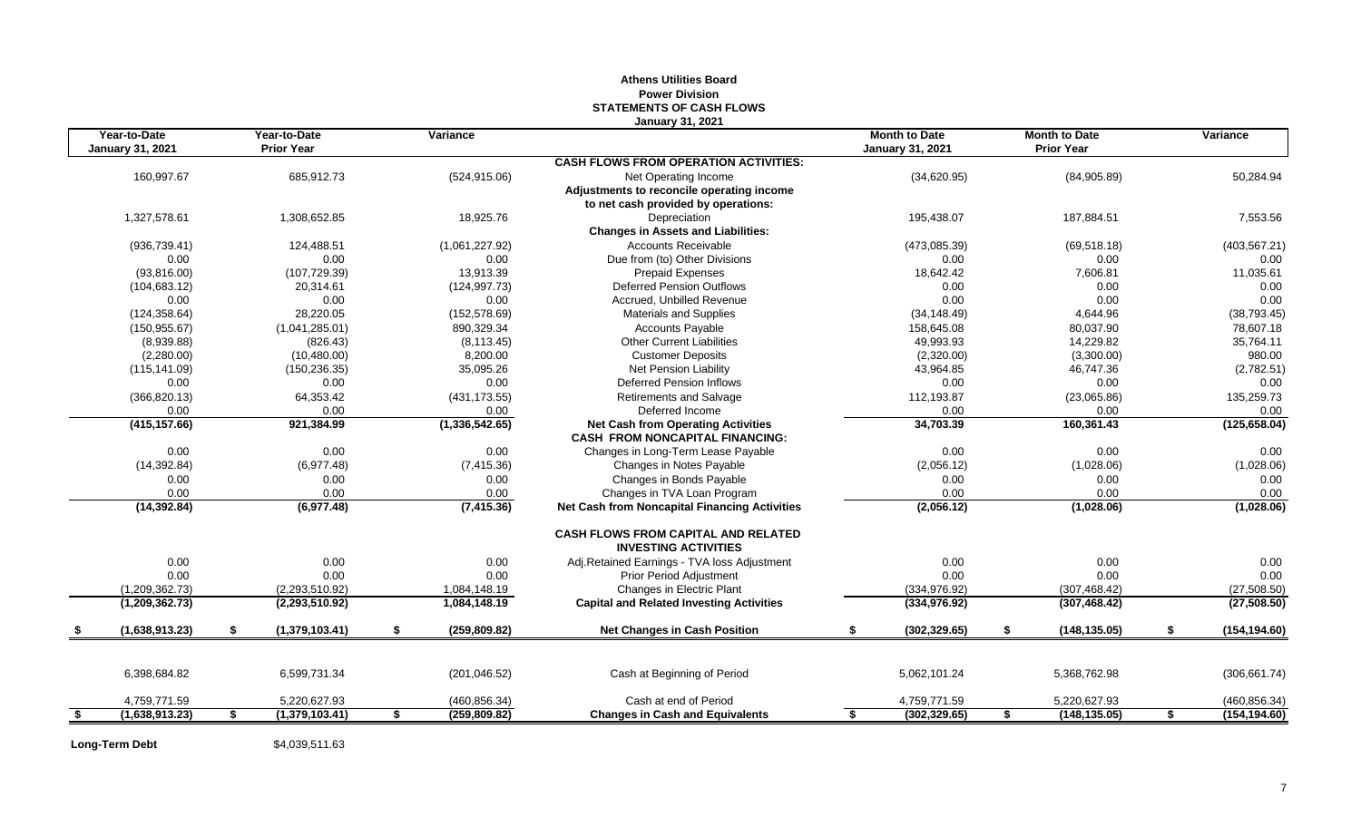# Athens Utilities Board
## Power Division
## STATEMENTS OF CASH FLOWS
### January 31, 2021

| Year-to-Date January 31, 2021 | Year-to-Date Prior Year | Variance | | Month to Date January 31, 2021 | Month to Date Prior Year | Variance |
|---|---|---|---|---|---|---|
| | | | **CASH FLOWS FROM OPERATION ACTIVITIES:** | | | |
| 160,997.67 | 685,912.73 | (524,915.06) | Net Operating Income | (34,620.95) | (84,905.89) | 50,284.94 |
| | | | **Adjustments to reconcile operating income** | | | |
| | | | **to net cash provided by operations:** | | | |
| 1,327,578.61 | 1,308,652.85 | 18,925.76 | Depreciation | 195,438.07 | 187,884.51 | 7,553.56 |
| | | | **Changes in Assets and Liabilities:** | | | |
| (936,739.41) | 124,488.51 | (1,061,227.92) | Accounts Receivable | (473,085.39) | (69,518.18) | (403,567.21) |
| 0.00 | 0.00 | 0.00 | Due from (to) Other Divisions | 0.00 | 0.00 | 0.00 |
| (93,816.00) | (107,729.39) | 13,913.39 | Prepaid Expenses | 18,642.42 | 7,606.81 | 11,035.61 |
| (104,683.12) | 20,314.61 | (124,997.73) | Deferred Pension Outflows | 0.00 | 0.00 | 0.00 |
| 0.00 | 0.00 | 0.00 | Accrued, Unbilled Revenue | 0.00 | 0.00 | 0.00 |
| (124,358.64) | 28,220.05 | (152,578.69) | Materials and Supplies | (34,148.49) | 4,644.96 | (38,793.45) |
| (150,955.67) | (1,041,285.01) | 890,329.34 | Accounts Payable | 158,645.08 | 80,037.90 | 78,607.18 |
| (8,939.88) | (826.43) | (8,113.45) | Other Current Liabilities | 49,993.93 | 14,229.82 | 35,764.11 |
| (2,280.00) | (10,480.00) | 8,200.00 | Customer Deposits | (2,320.00) | (3,300.00) | 980.00 |
| (115,141.09) | (150,236.35) | 35,095.26 | Net Pension Liability | 43,964.85 | 46,747.36 | (2,782.51) |
| 0.00 | 0.00 | 0.00 | Deferred Pension Inflows | 0.00 | 0.00 | 0.00 |
| (366,820.13) | 64,353.42 | (431,173.55) | Retirements and Salvage | 112,193.87 | (23,065.86) | 135,259.73 |
| 0.00 | 0.00 | 0.00 | Deferred Income | 0.00 | 0.00 | 0.00 |
| **(415,157.66)** | **921,384.99** | **(1,336,542.65)** | **Net Cash from Operating Activities** | **34,703.39** | **160,361.43** | **(125,658.04)** |
| | | | **CASH FROM NONCAPITAL FINANCING:** | | | |
| 0.00 | 0.00 | 0.00 | Changes in Long-Term Lease Payable | 0.00 | 0.00 | 0.00 |
| (14,392.84) | (6,977.48) | (7,415.36) | Changes in Notes Payable | (2,056.12) | (1,028.06) | (1,028.06) |
| 0.00 | 0.00 | 0.00 | Changes in Bonds Payable | 0.00 | 0.00 | 0.00 |
| 0.00 | 0.00 | 0.00 | Changes in TVA Loan Program | 0.00 | 0.00 | 0.00 |
| **(14,392.84)** | **(6,977.48)** | **(7,415.36)** | **Net Cash from Noncapital Financing Activities** | **(2,056.12)** | **(1,028.06)** | **(1,028.06)** |
| | | | **CASH FLOWS FROM CAPITAL AND RELATED INVESTING ACTIVITIES** | | | |
| 0.00 | 0.00 | 0.00 | Adj.Retained Earnings - TVA loss Adjustment | 0.00 | 0.00 | 0.00 |
| 0.00 | 0.00 | 0.00 | Prior Period Adjustment | 0.00 | 0.00 | 0.00 |
| (1,209,362.73) | (2,293,510.92) | 1,084,148.19 | Changes in Electric Plant | (334,976.92) | (307,468.42) | (27,508.50) |
| **(1,209,362.73)** | **(2,293,510.92)** | **1,084,148.19** | **Capital and Related Investing Activities** | **(334,976.92)** | **(307,468.42)** | **(27,508.50)** |
| **$ (1,638,913.23)** | **$ (1,379,103.41)** | **$ (259,809.82)** | **Net Changes in Cash Position** | **$ (302,329.65)** | **$ (148,135.05)** | **$ (154,194.60)** |
| 6,398,684.82 | 6,599,731.34 | (201,046.52) | Cash at Beginning of Period | 5,062,101.24 | 5,368,762.98 | (306,661.74) |
| 4,759,771.59 | 5,220,627.93 | (460,856.34) | Cash at end of Period | 4,759,771.59 | 5,220,627.93 | (460,856.34) |
| **$ (1,638,913.23)** | **$ (1,379,103.41)** | **$ (259,809.82)** | **Changes in Cash and Equivalents** | **$ (302,329.65)** | **$ (148,135.05)** | **$ (154,194.60)** |

**Long-Term Debt** $4,039,511.63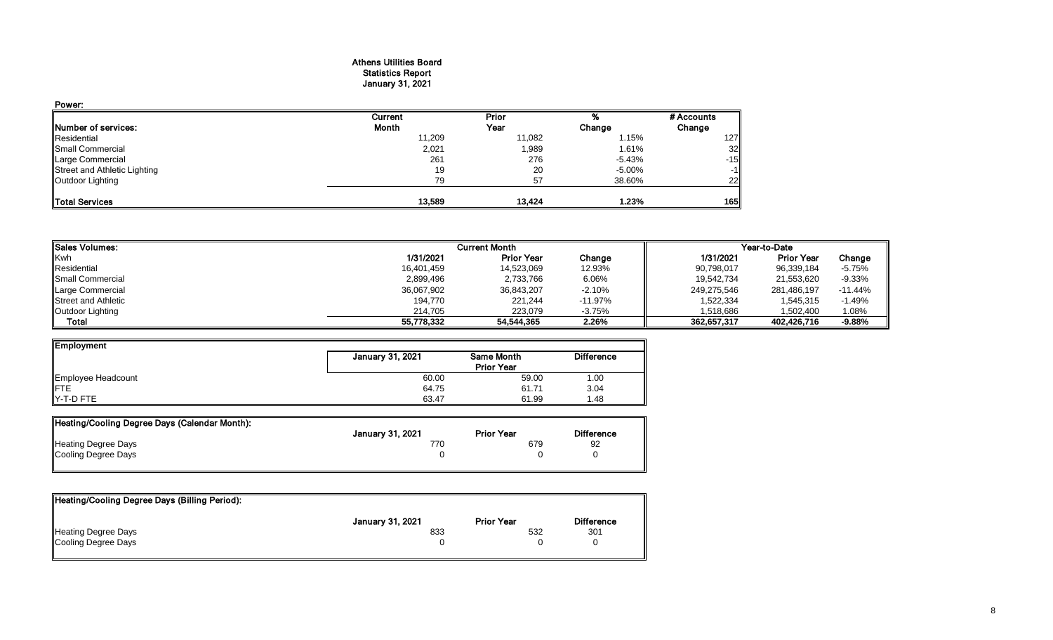# Athens Utilities Board
## Statistics Report
## January 31, 2021

### Power:

| Number of services: | Current Month | Prior Year | % Change | # Accounts Change |
|---|---|---|---|---|
| Residential | 11,209 | 11,082 | 1.15% | 127 |
| Small Commercial | 2,021 | 1,989 | 1.61% | 32 |
| Large Commercial | 261 | 276 | -5.43% | -15 |
| Street and Athletic Lighting | 19 | 20 | -5.00% | -1 |
| Outdoor Lighting | 79 | 57 | 38.60% | 22 |
| **Total Services** | **13,589** | **13,424** | **1.23%** | **165** |

| Sales Volumes: | Current Month | | | Year-to-Date | | |
|---|---|---|---|---|---|---|
| Kwh | 1/31/2021 | Prior Year | Change | 1/31/2021 | Prior Year | Change |
| Residential | 16,401,459 | 14,523,069 | 12.93% | 90,798,017 | 96,339,184 | -5.75% |
| Small Commercial | 2,899,496 | 2,733,766 | 6.06% | 19,542,734 | 21,553,620 | -9.33% |
| Large Commercial | 36,067,902 | 36,843,207 | -2.10% | 249,275,546 | 281,486,197 | -11.44% |
| Street and Athletic | 194,770 | 221,244 | -11.97% | 1,522,334 | 1,545,315 | -1.49% |
| Outdoor Lighting | 214,705 | 223,079 | -3.75% | 1,518,686 | 1,502,400 | 1.08% |
| **Total** | **55,778,332** | **54,544,365** | **2.26%** | **362,657,317** | **402,426,716** | **-9.88%** |

| Employment | January 31, 2021 | Same Month Prior Year | Difference |
|---|---|---|---|
| Employee Headcount | 60.00 | 59.00 | 1.00 |
| FTE | 64.75 | 61.71 | 3.04 |
| Y-T-D FTE | 63.47 | 61.99 | 1.48 |

| Heating/Cooling Degree Days (Calendar Month): | January 31, 2021 | Prior Year | Difference |
|---|---|---|---|
| Heating Degree Days | 770 | 679 | 92 |
| Cooling Degree Days | 0 | 0 | 0 |

| Heating/Cooling Degree Days (Billing Period): | January 31, 2021 | Prior Year | Difference |
|---|---|---|---|
| Heating Degree Days | 833 | 532 | 301 |
| Cooling Degree Days | 0 | 0 | 0 |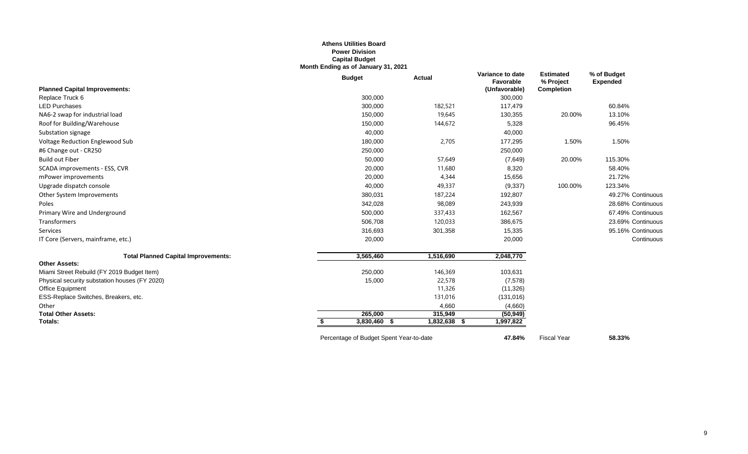**Athens Utilities Board**
**Power Division**
**Capital Budget**
**Month Ending as of January 31, 2021**

| | Budget | Actual | Variance to date Favorable (Unfavorable) | Estimated % Project Completion | % of Budget Expended | |
|---|---|---|---|---|---|---|
| **Planned Capital Improvements:** | | | | | | |
| Replace Truck 6 | 300,000 | | 300,000 | | | |
| LED Purchases | 300,000 | 182,521 | 117,479 | | 60.84% | |
| NA6-2 swap for industrial load | 150,000 | 19,645 | 130,355 | 20.00% | 13.10% | |
| Roof for Building/Warehouse | 150,000 | 144,672 | 5,328 | | 96.45% | |
| Substation signage | 40,000 | | 40,000 | | | |
| Voltage Reduction Englewood Sub | 180,000 | 2,705 | 177,295 | 1.50% | 1.50% | |
| #6 Change out - CR250 | 250,000 | | 250,000 | | | |
| Build out Fiber | 50,000 | 57,649 | (7,649) | 20.00% | 115.30% | |
| SCADA improvements - ESS, CVR | 20,000 | 11,680 | 8,320 | | 58.40% | |
| mPower improvements | 20,000 | 4,344 | 15,656 | | 21.72% | |
| Upgrade dispatch console | 40,000 | 49,337 | (9,337) | 100.00% | 123.34% | |
| Other System Improvements | 380,031 | 187,224 | 192,807 | | 49.27% | Continuous |
| Poles | 342,028 | 98,089 | 243,939 | | 28.68% | Continuous |
| Primary Wire and Underground | 500,000 | 337,433 | 162,567 | | 67.49% | Continuous |
| Transformers | 506,708 | 120,033 | 386,675 | | 23.69% | Continuous |
| Services | 316,693 | 301,358 | 15,335 | | 95.16% | Continuous |
| IT Core (Servers, mainframe, etc.) | 20,000 | | 20,000 | | | Continuous |
| **Total Planned Capital Improvements:** | 3,565,460 | 1,516,690 | 2,048,770 | | | |
| **Other Assets:** | | | | | | |
| Miami Street Rebuild (FY 2019 Budget Item) | 250,000 | 146,369 | 103,631 | | | |
| Physical security substation houses (FY 2020) | 15,000 | 22,578 | (7,578) | | | |
| Office Equipment | | 11,326 | (11,326) | | | |
| ESS-Replace Switches, Breakers, etc. | | 131,016 | (131,016) | | | |
| Other | | 4,660 | (4,660) | | | |
| **Total Other Assets:** | 265,000 | 315,949 | (50,949) | | | |
| **Totals:** | $ 3,830,460 | $ 1,832,638 | $ 1,997,822 | | | |

Percentage of Budget Spent Year-to-date **47.84%** Fiscal Year **58.33%**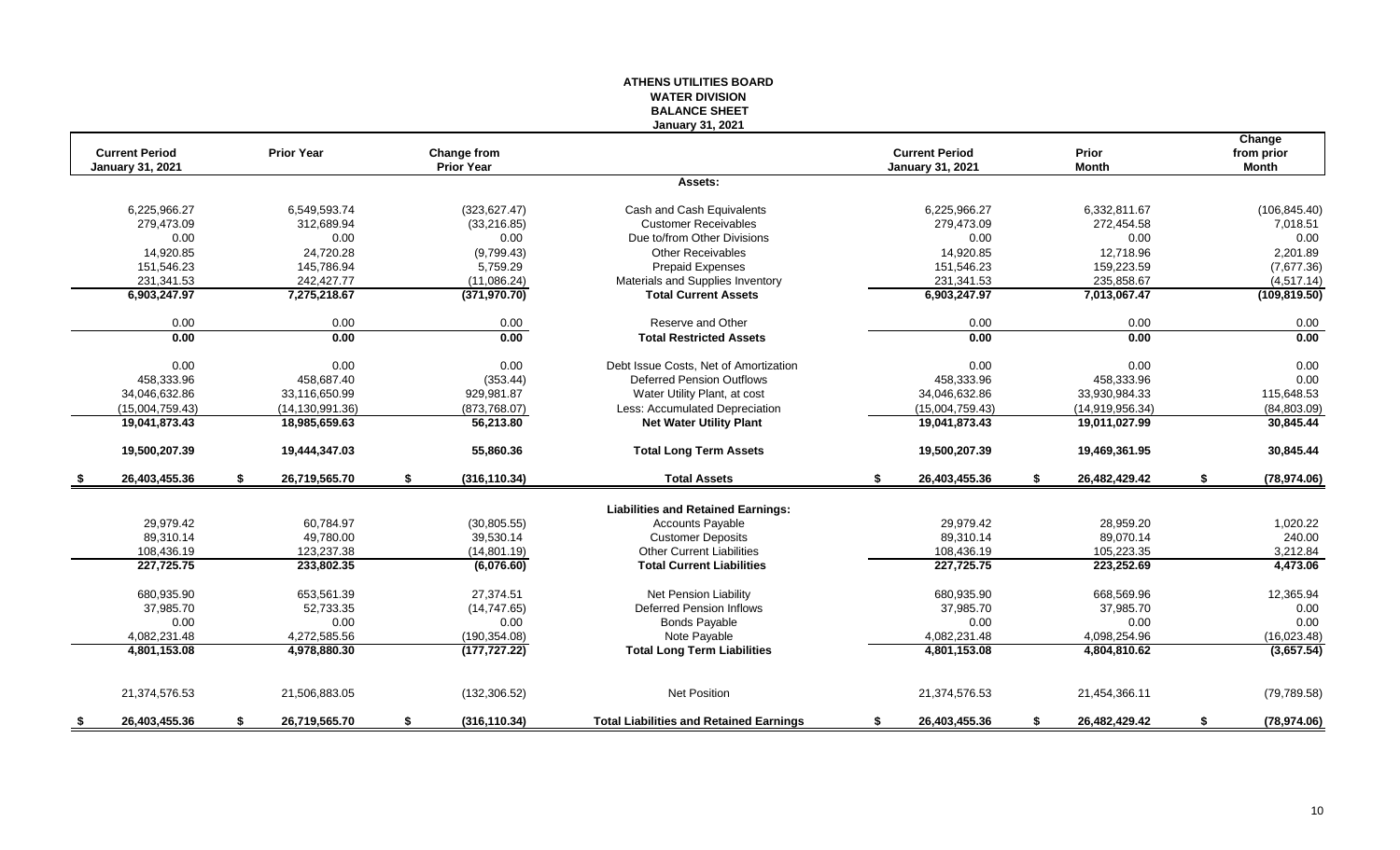# ATHENS UTILITIES BOARD
## WATER DIVISION
## BALANCE SHEET
### January 31, 2021

| Current Period January 31, 2021 | Prior Year | Change from Prior Year | | Current Period January 31, 2021 | Prior Month | Change from prior Month |
|---|---|---|---|---|---|---|
| | | | **Assets:** | | | |
| 6,225,966.27 | 6,549,593.74 | (323,627.47) | Cash and Cash Equivalents | 6,225,966.27 | 6,332,811.67 | (106,845.40) |
| 279,473.09 | 312,689.94 | (33,216.85) | Customer Receivables | 279,473.09 | 272,454.58 | 7,018.51 |
| 0.00 | 0.00 | 0.00 | Due to/from Other Divisions | 0.00 | 0.00 | 0.00 |
| 14,920.85 | 24,720.28 | (9,799.43) | Other Receivables | 14,920.85 | 12,718.96 | 2,201.89 |
| 151,546.23 | 145,786.94 | 5,759.29 | Prepaid Expenses | 151,546.23 | 159,223.59 | (7,677.36) |
| 231,341.53 | 242,427.77 | (11,086.24) | Materials and Supplies Inventory | 231,341.53 | 235,858.67 | (4,517.14) |
| **6,903,247.97** | **7,275,218.67** | **(371,970.70)** | **Total Current Assets** | **6,903,247.97** | **7,013,067.47** | **(109,819.50)** |
| 0.00 | 0.00 | 0.00 | Reserve and Other | 0.00 | 0.00 | 0.00 |
| **0.00** | **0.00** | **0.00** | **Total Restricted Assets** | **0.00** | **0.00** | **0.00** |
| 0.00 | 0.00 | 0.00 | Debt Issue Costs, Net of Amortization | 0.00 | 0.00 | 0.00 |
| 458,333.96 | 458,687.40 | (353.44) | Deferred Pension Outflows | 458,333.96 | 458,333.96 | 0.00 |
| 34,046,632.86 | 33,116,650.99 | 929,981.87 | Water Utility Plant, at cost | 34,046,632.86 | 33,930,984.33 | 115,648.53 |
| (15,004,759.43) | (14,130,991.36) | (873,768.07) | Less: Accumulated Depreciation | (15,004,759.43) | (14,919,956.34) | (84,803.09) |
| **19,041,873.43** | **18,985,659.63** | **56,213.80** | **Net Water Utility Plant** | **19,041,873.43** | **19,011,027.99** | **30,845.44** |
| **19,500,207.39** | **19,444,347.03** | **55,860.36** | **Total Long Term Assets** | **19,500,207.39** | **19,469,361.95** | **30,845.44** |
| **$ 26,403,455.36** | **$ 26,719,565.70** | **$ (316,110.34)** | **Total Assets** | **$ 26,403,455.36** | **$ 26,482,429.42** | **$ (78,974.06)** |
| | | | **Liabilities and Retained Earnings:** | | | |
| 29,979.42 | 60,784.97 | (30,805.55) | Accounts Payable | 29,979.42 | 28,959.20 | 1,020.22 |
| 89,310.14 | 49,780.00 | 39,530.14 | Customer Deposits | 89,310.14 | 89,070.14 | 240.00 |
| 108,436.19 | 123,237.38 | (14,801.19) | Other Current Liabilities | 108,436.19 | 105,223.35 | 3,212.84 |
| **227,725.75** | **233,802.35** | **(6,076.60)** | **Total Current Liabilities** | **227,725.75** | **223,252.69** | **4,473.06** |
| 680,935.90 | 653,561.39 | 27,374.51 | Net Pension Liability | 680,935.90 | 668,569.96 | 12,365.94 |
| 37,985.70 | 52,733.35 | (14,747.65) | Deferred Pension Inflows | 37,985.70 | 37,985.70 | 0.00 |
| 0.00 | 0.00 | 0.00 | Bonds Payable | 0.00 | 0.00 | 0.00 |
| 4,082,231.48 | 4,272,585.56 | (190,354.08) | Note Payable | 4,082,231.48 | 4,098,254.96 | (16,023.48) |
| **4,801,153.08** | **4,978,880.30** | **(177,727.22)** | **Total Long Term Liabilities** | **4,801,153.08** | **4,804,810.62** | **(3,657.54)** |
| 21,374,576.53 | 21,506,883.05 | (132,306.52) | Net Position | 21,374,576.53 | 21,454,366.11 | (79,789.58) |
| **$ 26,403,455.36** | **$ 26,719,565.70** | **$ (316,110.34)** | **Total Liabilities and Retained Earnings** | **$ 26,403,455.36** | **$ 26,482,429.42** | **$ (78,974.06)** |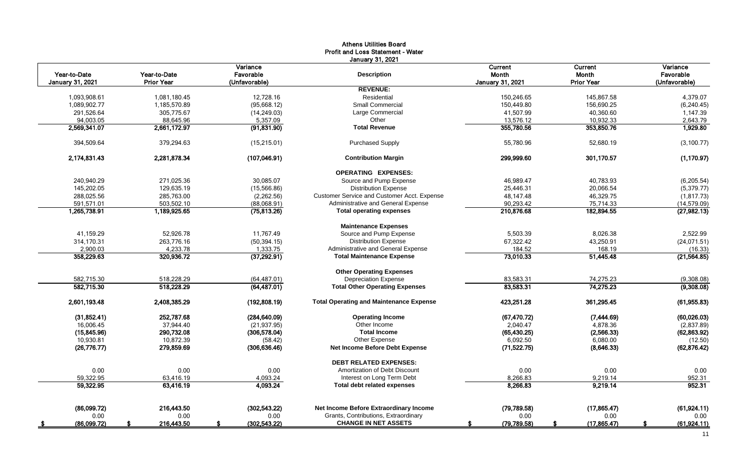# Athens Utilities Board
## Profit and Loss Statement - Water
### January 31, 2021

| Year-to-Date January 31, 2021 | Year-to-Date Prior Year | Variance Favorable (Unfavorable) | Description | Current Month January 31, 2021 | Current Month Prior Year | Variance Favorable (Unfavorable) |
|---|---|---|---|---|---|---|
| | | | **REVENUE:** | | | |
| 1,093,908.61 | 1,081,180.45 | 12,728.16 | Residential | 150,246.65 | 145,867.58 | 4,379.07 |
| 1,089,902.77 | 1,185,570.89 | (95,668.12) | Small Commercial | 150,449.80 | 156,690.25 | (6,240.45) |
| 291,526.64 | 305,775.67 | (14,249.03) | Large Commercial | 41,507.99 | 40,360.60 | 1,147.39 |
| 94,003.05 | 88,645.96 | 5,357.09 | Other | 13,576.12 | 10,932.33 | 2,643.79 |
| **2,569,341.07** | **2,661,172.97** | **(91,831.90)** | **Total Revenue** | **355,780.56** | **353,850.76** | **1,929.80** |
| 394,509.64 | 379,294.63 | (15,215.01) | Purchased Supply | 55,780.96 | 52,680.19 | (3,100.77) |
| **2,174,831.43** | **2,281,878.34** | **(107,046.91)** | **Contribution Margin** | **299,999.60** | **301,170.57** | **(1,170.97)** |
| | | | **OPERATING EXPENSES:** | | | |
| 240,940.29 | 271,025.36 | 30,085.07 | Source and Pump Expense | 46,989.47 | 40,783.93 | (6,205.54) |
| 145,202.05 | 129,635.19 | (15,566.86) | Distribution Expense | 25,446.31 | 20,066.54 | (5,379.77) |
| 288,025.56 | 285,763.00 | (2,262.56) | Customer Service and Customer Acct. Expense | 48,147.48 | 46,329.75 | (1,817.73) |
| 591,571.01 | 503,502.10 | (88,068.91) | Administrative and General Expense | 90,293.42 | 75,714.33 | (14,579.09) |
| **1,265,738.91** | **1,189,925.65** | **(75,813.26)** | **Total operating expenses** | **210,876.68** | **182,894.55** | **(27,982.13)** |
| | | | **Maintenance Expenses** | | | |
| 41,159.29 | 52,926.78 | 11,767.49 | Source and Pump Expense | 5,503.39 | 8,026.38 | 2,522.99 |
| 314,170.31 | 263,776.16 | (50,394.15) | Distribution Expense | 67,322.42 | 43,250.91 | (24,071.51) |
| 2,900.03 | 4,233.78 | 1,333.75 | Administrative and General Expense | 184.52 | 168.19 | (16.33) |
| **358,229.63** | **320,936.72** | **(37,292.91)** | **Total Maintenance Expense** | **73,010.33** | **51,445.48** | **(21,564.85)** |
| | | | **Other Operating Expenses** | | | |
| 582,715.30 | 518,228.29 | (64,487.01) | Depreciation Expense | 83,583.31 | 74,275.23 | (9,308.08) |
| **582,715.30** | **518,228.29** | **(64,487.01)** | **Total Other Operating Expenses** | **83,583.31** | **74,275.23** | **(9,308.08)** |
| **2,601,193.48** | **2,408,385.29** | **(192,808.19)** | **Total Operating and Maintenance Expense** | **423,251.28** | **361,295.45** | **(61,955.83)** |
| **(31,852.41)** | **252,787.68** | **(284,640.09)** | **Operating Income** | **(67,470.72)** | **(7,444.69)** | **(60,026.03)** |
| 16,006.45 | 37,944.40 | (21,937.95) | Other Income | 2,040.47 | 4,878.36 | (2,837.89) |
| **(15,845.96)** | **290,732.08** | **(306,578.04)** | **Total Income** | **(65,430.25)** | **(2,566.33)** | **(62,863.92)** |
| 10,930.81 | 10,872.39 | (58.42) | Other Expense | 6,092.50 | 6,080.00 | (12.50) |
| **(26,776.77)** | **279,859.69** | **(306,636.46)** | **Net Income Before Debt Expense** | **(71,522.75)** | **(8,646.33)** | **(62,876.42)** |
| | | | **DEBT RELATED EXPENSES:** | | | |
| 0.00 | 0.00 | 0.00 | Amortization of Debt Discount | 0.00 | 0.00 | 0.00 |
| 59,322.95 | 63,416.19 | 4,093.24 | Interest on Long Term Debt | 8,266.83 | 9,219.14 | 952.31 |
| **59,322.95** | **63,416.19** | **4,093.24** | **Total debt related expenses** | **8,266.83** | **9,219.14** | **952.31** |
| **(86,099.72)** | **216,443.50** | **(302,543.22)** | **Net Income Before Extraordinary Income** | **(79,789.58)** | **(17,865.47)** | **(61,924.11)** |
| 0.00 | 0.00 | 0.00 | Grants, Contributions, Extraordinary | 0.00 | 0.00 | 0.00 |
| **$ (86,099.72)** | **$ 216,443.50** | **$ (302,543.22)** | **CHANGE IN NET ASSETS** | **$ (79,789.58)** | **$ (17,865.47)** | **$ (61,924.11)** |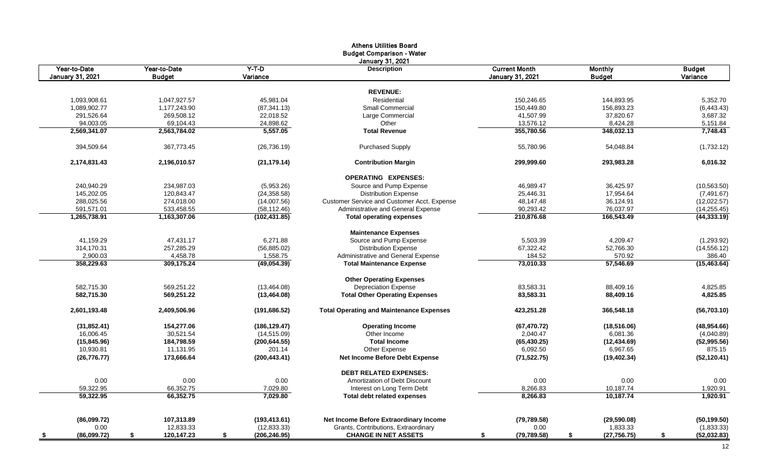# Athens Utilities Board
## Budget Comparison - Water
### January 31, 2021

| Year-to-Date January 31, 2021 | Year-to-Date Budget | Y-T-D Variance | Description | Current Month January 31, 2021 | Monthly Budget | Budget Variance |
|---|---|---|---|---|---|---|
| | | | **REVENUE:** | | | |
| 1,093,908.61 | 1,047,927.57 | 45,981.04 | Residential | 150,246.65 | 144,893.95 | 5,352.70 |
| 1,089,902.77 | 1,177,243.90 | (87,341.13) | Small Commercial | 150,449.80 | 156,893.23 | (6,443.43) |
| 291,526.64 | 269,508.12 | 22,018.52 | Large Commercial | 41,507.99 | 37,820.67 | 3,687.32 |
| 94,003.05 | 69,104.43 | 24,898.62 | Other | 13,576.12 | 8,424.28 | 5,151.84 |
| **2,569,341.07** | **2,563,784.02** | **5,557.05** | **Total Revenue** | **355,780.56** | **348,032.13** | **7,748.43** |
| 394,509.64 | 367,773.45 | (26,736.19) | Purchased Supply | 55,780.96 | 54,048.84 | (1,732.12) |
| **2,174,831.43** | **2,196,010.57** | **(21,179.14)** | **Contribution Margin** | **299,999.60** | **293,983.28** | **6,016.32** |
| | | | **OPERATING EXPENSES:** | | | |
| 240,940.29 | 234,987.03 | (5,953.26) | Source and Pump Expense | 46,989.47 | 36,425.97 | (10,563.50) |
| 145,202.05 | 120,843.47 | (24,358.58) | Distribution Expense | 25,446.31 | 17,954.64 | (7,491.67) |
| 288,025.56 | 274,018.00 | (14,007.56) | Customer Service and Customer Acct. Expense | 48,147.48 | 36,124.91 | (12,022.57) |
| 591,571.01 | 533,458.55 | (58,112.46) | Administrative and General Expense | 90,293.42 | 76,037.97 | (14,255.45) |
| **1,265,738.91** | **1,163,307.06** | **(102,431.85)** | **Total operating expenses** | **210,876.68** | **166,543.49** | **(44,333.19)** |
| | | | **Maintenance Expenses** | | | |
| 41,159.29 | 47,431.17 | 6,271.88 | Source and Pump Expense | 5,503.39 | 4,209.47 | (1,293.92) |
| 314,170.31 | 257,285.29 | (56,885.02) | Distribution Expense | 67,322.42 | 52,766.30 | (14,556.12) |
| 2,900.03 | 4,458.78 | 1,558.75 | Administrative and General Expense | 184.52 | 570.92 | 386.40 |
| **358,229.63** | **309,175.24** | **(49,054.39)** | **Total Maintenance Expense** | **73,010.33** | **57,546.69** | **(15,463.64)** |
| | | | **Other Operating Expenses** | | | |
| 582,715.30 | 569,251.22 | (13,464.08) | Depreciation Expense | 83,583.31 | 88,409.16 | 4,825.85 |
| **582,715.30** | **569,251.22** | **(13,464.08)** | **Total Other Operating Expenses** | **83,583.31** | **88,409.16** | **4,825.85** |
| **2,601,193.48** | **2,409,506.96** | **(191,686.52)** | **Total Operating and Maintenance Expenses** | **423,251.28** | **366,548.18** | **(56,703.10)** |
| **(31,852.41)** | **154,277.06** | **(186,129.47)** | **Operating Income** | **(67,470.72)** | **(18,516.06)** | **(48,954.66)** |
| 16,006.45 | 30,521.54 | (14,515.09) | Other Income | 2,040.47 | 6,081.36 | (4,040.89) |
| **(15,845.96)** | **184,798.59** | **(200,644.55)** | **Total Income** | **(65,430.25)** | **(12,434.69)** | **(52,995.56)** |
| 10,930.81 | 11,131.95 | 201.14 | Other Expense | 6,092.50 | 6,967.65 | 875.15 |
| **(26,776.77)** | **173,666.64** | **(200,443.41)** | **Net Income Before Debt Expense** | **(71,522.75)** | **(19,402.34)** | **(52,120.41)** |
| | | | **DEBT RELATED EXPENSES:** | | | |
| 0.00 | 0.00 | 0.00 | Amortization of Debt Discount | 0.00 | 0.00 | 0.00 |
| 59,322.95 | 66,352.75 | 7,029.80 | Interest on Long Term Debt | 8,266.83 | 10,187.74 | 1,920.91 |
| **59,322.95** | **66,352.75** | **7,029.80** | **Total debt related expenses** | **8,266.83** | **10,187.74** | **1,920.91** |
| **(86,099.72)** | **107,313.89** | **(193,413.61)** | **Net Income Before Extraordinary Income** | **(79,789.58)** | **(29,590.08)** | **(50,199.50)** |
| 0.00 | 12,833.33 | (12,833.33) | Grants, Contributions, Extraordinary | 0.00 | 1,833.33 | (1,833.33) |
| **$ (86,099.72)** | **$ 120,147.23** | **$ (206,246.95)** | **CHANGE IN NET ASSETS** | **$ (79,789.58)** | **$ (27,756.75)** | **$ (52,032.83)** |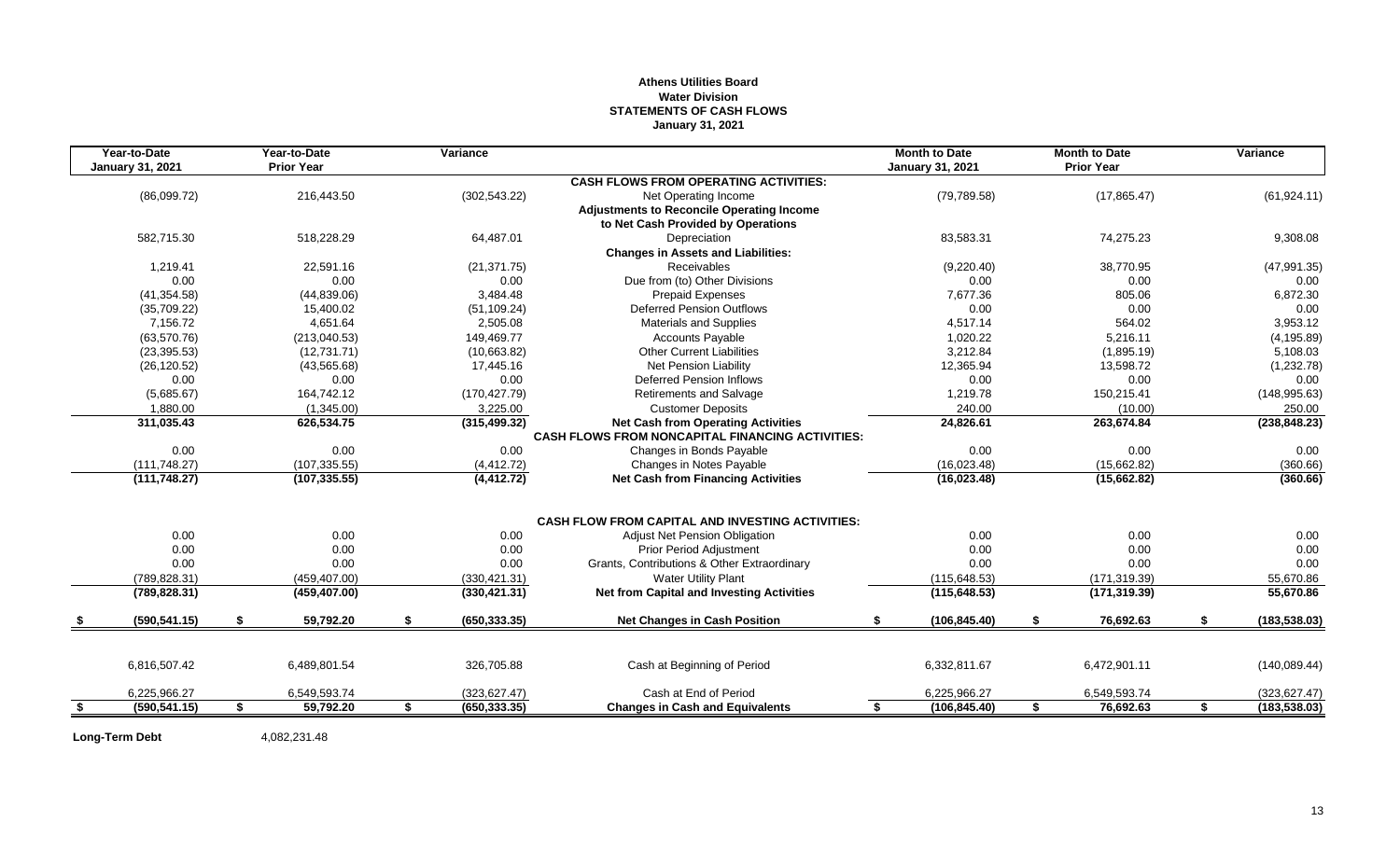**Athens Utilities Board**
**Water Division**
**STATEMENTS OF CASH FLOWS**
**January 31, 2021**

| Year-to-Date January 31, 2021 | Year-to-Date Prior Year | Variance | | Month to Date January 31, 2021 | Month to Date Prior Year | Variance |
|---|---|---|---|---|---|---|
| | | | **CASH FLOWS FROM OPERATING ACTIVITIES:** | | | |
| (86,099.72) | 216,443.50 | (302,543.22) | Net Operating Income | (79,789.58) | (17,865.47) | (61,924.11) |
| | | | **Adjustments to Reconcile Operating Income to Net Cash Provided by Operations** | | | |
| 582,715.30 | 518,228.29 | 64,487.01 | Depreciation | 83,583.31 | 74,275.23 | 9,308.08 |
| | | | **Changes in Assets and Liabilities:** | | | |
| 1,219.41 | 22,591.16 | (21,371.75) | Receivables | (9,220.40) | 38,770.95 | (47,991.35) |
| 0.00 | 0.00 | 0.00 | Due from (to) Other Divisions | 0.00 | 0.00 | 0.00 |
| (41,354.58) | (44,839.06) | 3,484.48 | Prepaid Expenses | 7,677.36 | 805.06 | 6,872.30 |
| (35,709.22) | 15,400.02 | (51,109.24) | Deferred Pension Outflows | 0.00 | 0.00 | 0.00 |
| 7,156.72 | 4,651.64 | 2,505.08 | Materials and Supplies | 4,517.14 | 564.02 | 3,953.12 |
| (63,570.76) | (213,040.53) | 149,469.77 | Accounts Payable | 1,020.22 | 5,216.11 | (4,195.89) |
| (23,395.53) | (12,731.71) | (10,663.82) | Other Current Liabilities | 3,212.84 | (1,895.19) | 5,108.03 |
| (26,120.52) | (43,565.68) | 17,445.16 | Net Pension Liability | 12,365.94 | 13,598.72 | (1,232.78) |
| 0.00 | 0.00 | 0.00 | Deferred Pension Inflows | 0.00 | 0.00 | 0.00 |
| (5,685.67) | 164,742.12 | (170,427.79) | Retirements and Salvage | 1,219.78 | 150,215.41 | (148,995.63) |
| 1,880.00 | (1,345.00) | 3,225.00 | Customer Deposits | 240.00 | (10.00) | 250.00 |
| **311,035.43** | **626,534.75** | **(315,499.32)** | **Net Cash from Operating Activities** | **24,826.61** | **263,674.84** | **(238,848.23)** |
| | | | **CASH FLOWS FROM NONCAPITAL FINANCING ACTIVITIES:** | | | |
| 0.00 | 0.00 | 0.00 | Changes in Bonds Payable | 0.00 | 0.00 | 0.00 |
| (111,748.27) | (107,335.55) | (4,412.72) | Changes in Notes Payable | (16,023.48) | (15,662.82) | (360.66) |
| **(111,748.27)** | **(107,335.55)** | **(4,412.72)** | **Net Cash from Financing Activities** | **(16,023.48)** | **(15,662.82)** | **(360.66)** |
| | | | **CASH FLOW FROM CAPITAL AND INVESTING ACTIVITIES:** | | | |
| 0.00 | 0.00 | 0.00 | Adjust Net Pension Obligation | 0.00 | 0.00 | 0.00 |
| 0.00 | 0.00 | 0.00 | Prior Period Adjustment | 0.00 | 0.00 | 0.00 |
| 0.00 | 0.00 | 0.00 | Grants, Contributions & Other Extraordinary | 0.00 | 0.00 | 0.00 |
| (789,828.31) | (459,407.00) | (330,421.31) | Water Utility Plant | (115,648.53) | (171,319.39) | 55,670.86 |
| **(789,828.31)** | **(459,407.00)** | **(330,421.31)** | **Net from Capital and Investing Activities** | **(115,648.53)** | **(171,319.39)** | **55,670.86** |
| **$ (590,541.15)** | **$ 59,792.20** | **$ (650,333.35)** | **Net Changes in Cash Position** | **$ (106,845.40)** | **$ 76,692.63** | **$ (183,538.03)** |
| 6,816,507.42 | 6,489,801.54 | 326,705.88 | Cash at Beginning of Period | 6,332,811.67 | 6,472,901.11 | (140,089.44) |
| 6,225,966.27 | 6,549,593.74 | (323,627.47) | Cash at End of Period | 6,225,966.27 | 6,549,593.74 | (323,627.47) |
| **$ (590,541.15)** | **$ 59,792.20** | **$ (650,333.35)** | **Changes in Cash and Equivalents** | **$ (106,845.40)** | **$ 76,692.63** | **$ (183,538.03)** |

**Long-Term Debt** 4,082,231.48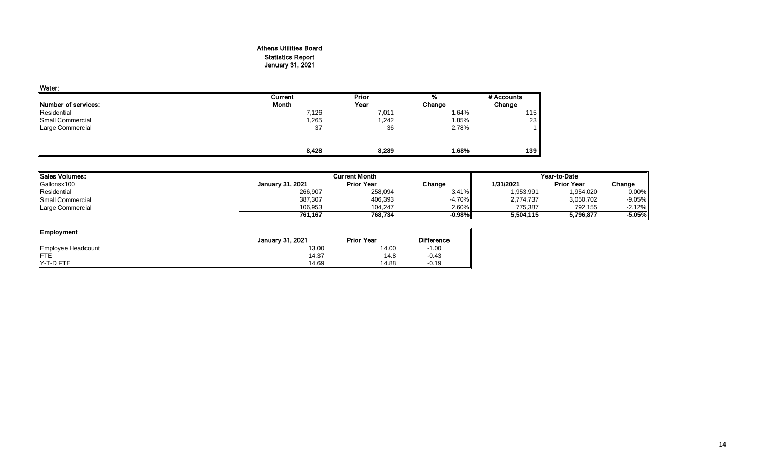# Athens Utilities Board

## Statistics Report

## January 31, 2021

### Water:

| Number of services: | Current Month | Prior Year | % Change | # Accounts Change |
|---|---|---|---|---|
| Residential | 7,126 | 7,011 | 1.64% | 115 |
| Small Commercial | 1,265 | 1,242 | 1.85% | 23 |
| Large Commercial | 37 | 36 | 2.78% | 1 |
| | **8,428** | **8,289** | **1.68%** | **139** |

| Sales Volumes: | Current Month | | | Year-to-Date | | |
|---|---|---|---|---|---|---|
| Gallonsx100 | January 31, 2021 | Prior Year | Change | 1/31/2021 | Prior Year | Change |
| Residential | 266,907 | 258,094 | 3.41% | 1,953,991 | 1,954,020 | 0.00% |
| Small Commercial | 387,307 | 406,393 | -4.70% | 2,774,737 | 3,050,702 | -9.05% |
| Large Commercial | 106,953 | 104,247 | 2.60% | 775,387 | 792,155 | -2.12% |
| | **761,167** | **768,734** | **-0.98%** | **5,504,115** | **5,796,877** | **-5.05%** |

| Employment | January 31, 2021 | Prior Year | Difference |
|---|---|---|---|
| Employee Headcount | 13.00 | 14.00 | -1.00 |
| FTE | 14.37 | 14.8 | -0.43 |
| Y-T-D FTE | 14.69 | 14.88 | -0.19 |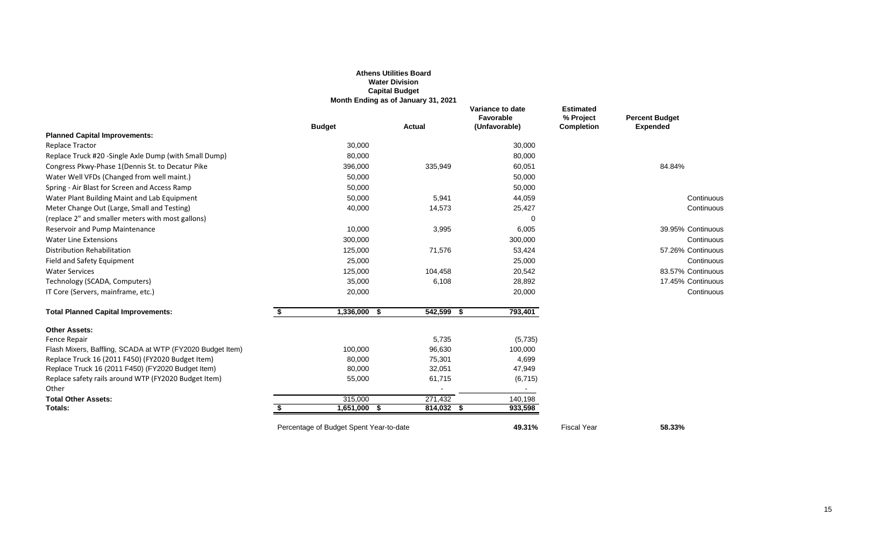**Athens Utilities Board**
**Water Division**
**Capital Budget**
**Month Ending as of January 31, 2021**

| | Budget | Actual | Variance to date Favorable (Unfavorable) | Estimated % Project Completion | Percent Budget Expended |
|---|---|---|---|---|---|
| **Planned Capital Improvements:** | | | | | |
| Replace Tractor | 30,000 | | 30,000 | | |
| Replace Truck #20 -Single Axle Dump (with Small Dump) | 80,000 | | 80,000 | | |
| Congress Pkwy-Phase 1(Dennis St. to Decatur Pike | 396,000 | 335,949 | 60,051 | | 84.84% |
| Water Well VFDs (Changed from well maint.) | 50,000 | | 50,000 | | |
| Spring - Air Blast for Screen and Access Ramp | 50,000 | | 50,000 | | |
| Water Plant Building Maint and Lab Equipment | 50,000 | 5,941 | 44,059 | | Continuous |
| Meter Change Out (Large, Small and Testing) | 40,000 | 14,573 | 25,427 | | Continuous |
| (replace 2" and smaller meters with most gallons) | | | 0 | | |
| Reservoir and Pump Maintenance | 10,000 | 3,995 | 6,005 | | 39.95% Continuous |
| Water Line Extensions | 300,000 | | 300,000 | | Continuous |
| Distribution Rehabilitation | 125,000 | 71,576 | 53,424 | | 57.26% Continuous |
| Field and Safety Equipment | 25,000 | | 25,000 | | Continuous |
| Water Services | 125,000 | 104,458 | 20,542 | | 83.57% Continuous |
| Technology (SCADA, Computers) | 35,000 | 6,108 | 28,892 | | 17.45% Continuous |
| IT Core (Servers, mainframe, etc.) | 20,000 | | 20,000 | | Continuous |
| **Total Planned Capital Improvements:** | **$ 1,336,000** | **$ 542,599** | **$ 793,401** | | |
| **Other Assets:** | | | | | |
| Fence Repair | | 5,735 | (5,735) | | |
| Flash Mixers, Baffling, SCADA at WTP (FY2020 Budget Item) | 100,000 | 96,630 | 100,000 | | |
| Replace Truck 16 (2011 F450) (FY2020 Budget Item) | 80,000 | 75,301 | 4,699 | | |
| Replace Truck 16 (2011 F450) (FY2020 Budget Item) | 80,000 | 32,051 | 47,949 | | |
| Replace safety rails around WTP (FY2020 Budget Item) | 55,000 | 61,715 | (6,715) | | |
| Other | | - | - | | |
| **Total Other Assets:** | 315,000 | 271,432 | 140,198 | | |
| **Totals:** | **$ 1,651,000** | **$ 814,032** | **$ 933,598** | | |
| | Percentage of Budget Spent Year-to-date | | **49.31%** | Fiscal Year | **58.33%** |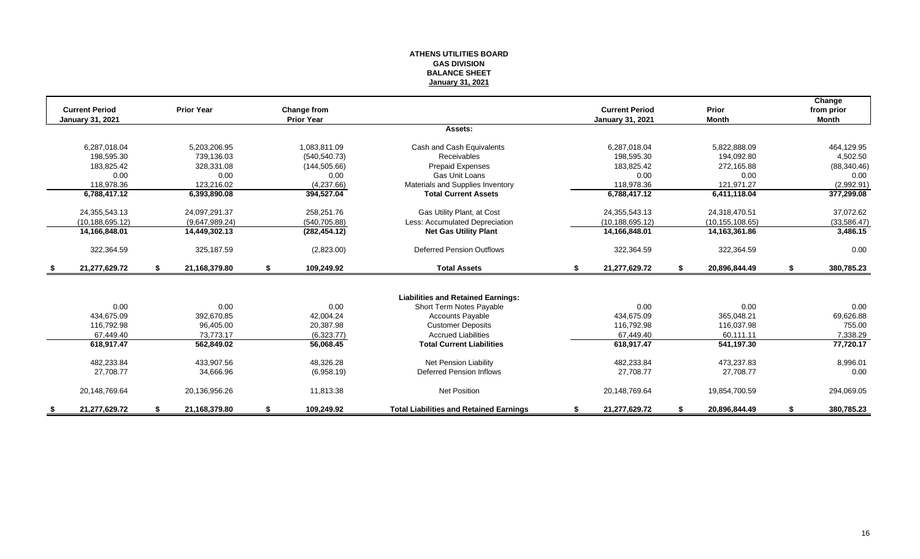# ATHENS UTILITIES BOARD
## GAS DIVISION
## BALANCE SHEET
## January 31, 2021

| Current Period January 31, 2021 | Prior Year | Change from Prior Year | | Current Period January 31, 2021 | Prior Month | Change from prior Month |
|---|---|---|---|---|---|---|
| | | | **Assets:** | | | |
| 6,287,018.04 | 5,203,206.95 | 1,083,811.09 | Cash and Cash Equivalents | 6,287,018.04 | 5,822,888.09 | 464,129.95 |
| 198,595.30 | 739,136.03 | (540,540.73) | Receivables | 198,595.30 | 194,092.80 | 4,502.50 |
| 183,825.42 | 328,331.08 | (144,505.66) | Prepaid Expenses | 183,825.42 | 272,165.88 | (88,340.46) |
| 0.00 | 0.00 | 0.00 | Gas Unit Loans | 0.00 | 0.00 | 0.00 |
| 118,978.36 | 123,216.02 | (4,237.66) | Materials and Supplies Inventory | 118,978.36 | 121,971.27 | (2,992.91) |
| **6,788,417.12** | **6,393,890.08** | **394,527.04** | **Total Current Assets** | **6,788,417.12** | **6,411,118.04** | **377,299.08** |
| 24,355,543.13 | 24,097,291.37 | 258,251.76 | Gas Utility Plant, at Cost | 24,355,543.13 | 24,318,470.51 | 37,072.62 |
| (10,188,695.12) | (9,647,989.24) | (540,705.88) | Less: Accumulated Depreciation | (10,188,695.12) | (10,155,108.65) | (33,586.47) |
| **14,166,848.01** | **14,449,302.13** | **(282,454.12)** | **Net Gas Utility Plant** | **14,166,848.01** | **14,163,361.86** | **3,486.15** |
| 322,364.59 | 325,187.59 | (2,823.00) | Deferred Pension Outflows | 322,364.59 | 322,364.59 | 0.00 |
| **$ 21,277,629.72** | **$ 21,168,379.80** | **$ 109,249.92** | **Total Assets** | **$ 21,277,629.72** | **$ 20,896,844.49** | **$ 380,785.23** |
| | | | **Liabilities and Retained Earnings:** | | | |
| 0.00 | 0.00 | 0.00 | Short Term Notes Payable | 0.00 | 0.00 | 0.00 |
| 434,675.09 | 392,670.85 | 42,004.24 | Accounts Payable | 434,675.09 | 365,048.21 | 69,626.88 |
| 116,792.98 | 96,405.00 | 20,387.98 | Customer Deposits | 116,792.98 | 116,037.98 | 755.00 |
| 67,449.40 | 73,773.17 | (6,323.77) | Accrued Liabilities | 67,449.40 | 60,111.11 | 7,338.29 |
| **618,917.47** | **562,849.02** | **56,068.45** | **Total Current Liabilities** | **618,917.47** | **541,197.30** | **77,720.17** |
| 482,233.84 | 433,907.56 | 48,326.28 | Net Pension Liability | 482,233.84 | 473,237.83 | 8,996.01 |
| 27,708.77 | 34,666.96 | (6,958.19) | Deferred Pension Inflows | 27,708.77 | 27,708.77 | 0.00 |
| 20,148,769.64 | 20,136,956.26 | 11,813.38 | Net Position | 20,148,769.64 | 19,854,700.59 | 294,069.05 |
| **$ 21,277,629.72** | **$ 21,168,379.80** | **$ 109,249.92** | **Total Liabilities and Retained Earnings** | **$ 21,277,629.72** | **$ 20,896,844.49** | **$ 380,785.23** |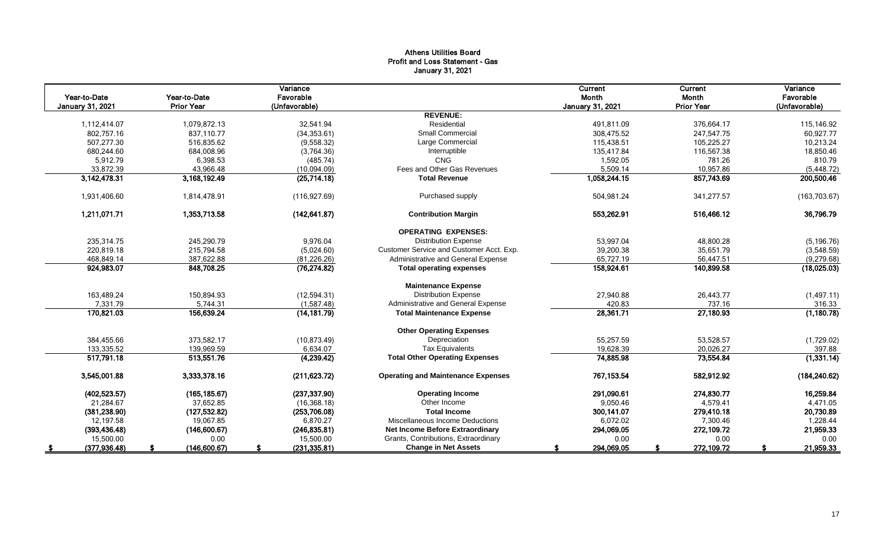# Athens Utilities Board
## Profit and Loss Statement - Gas
### January 31, 2021

| Year-to-Date January 31, 2021 | Year-to-Date Prior Year | Variance Favorable (Unfavorable) | | Current Month January 31, 2021 | Current Month Prior Year | Variance Favorable (Unfavorable) |
|---|---|---|---|---|---|---|
| | | | **REVENUE:** | | | |
| 1,112,414.07 | 1,079,872.13 | 32,541.94 | Residential | 491,811.09 | 376,664.17 | 115,146.92 |
| 802,757.16 | 837,110.77 | (34,353.61) | Small Commercial | 308,475.52 | 247,547.75 | 60,927.77 |
| 507,277.30 | 516,835.62 | (9,558.32) | Large Commercial | 115,438.51 | 105,225.27 | 10,213.24 |
| 680,244.60 | 684,008.96 | (3,764.36) | Interruptible | 135,417.84 | 116,567.38 | 18,850.46 |
| 5,912.79 | 6,398.53 | (485.74) | CNG | 1,592.05 | 781.26 | 810.79 |
| 33,872.39 | 43,966.48 | (10,094.09) | Fees and Other Gas Revenues | 5,509.14 | 10,957.86 | (5,448.72) |
| **3,142,478.31** | **3,168,192.49** | **(25,714.18)** | **Total Revenue** | **1,058,244.15** | **857,743.69** | **200,500.46** |
| 1,931,406.60 | 1,814,478.91 | (116,927.69) | Purchased supply | 504,981.24 | 341,277.57 | (163,703.67) |
| **1,211,071.71** | **1,353,713.58** | **(142,641.87)** | **Contribution Margin** | **553,262.91** | **516,466.12** | **36,796.79** |
| | | | **OPERATING EXPENSES:** | | | |
| 235,314.75 | 245,290.79 | 9,976.04 | Distribution Expense | 53,997.04 | 48,800.28 | (5,196.76) |
| 220,819.18 | 215,794.58 | (5,024.60) | Customer Service and Customer Acct. Exp. | 39,200.38 | 35,651.79 | (3,548.59) |
| 468,849.14 | 387,622.88 | (81,226.26) | Administrative and General Expense | 65,727.19 | 56,447.51 | (9,279.68) |
| **924,983.07** | **848,708.25** | **(76,274.82)** | **Total operating expenses** | **158,924.61** | **140,899.58** | **(18,025.03)** |
| | | | **Maintenance Expense** | | | |
| 163,489.24 | 150,894.93 | (12,594.31) | Distribution Expense | 27,940.88 | 26,443.77 | (1,497.11) |
| 7,331.79 | 5,744.31 | (1,587.48) | Administrative and General Expense | 420.83 | 737.16 | 316.33 |
| **170,821.03** | **156,639.24** | **(14,181.79)** | **Total Maintenance Expense** | **28,361.71** | **27,180.93** | **(1,180.78)** |
| | | | **Other Operating Expenses** | | | |
| 384,455.66 | 373,582.17 | (10,873.49) | Depreciation | 55,257.59 | 53,528.57 | (1,729.02) |
| 133,335.52 | 139,969.59 | 6,634.07 | Tax Equivalents | 19,628.39 | 20,026.27 | 397.88 |
| **517,791.18** | **513,551.76** | **(4,239.42)** | **Total Other Operating Expenses** | **74,885.98** | **73,554.84** | **(1,331.14)** |
| **3,545,001.88** | **3,333,378.16** | **(211,623.72)** | **Operating and Maintenance Expenses** | **767,153.54** | **582,912.92** | **(184,240.62)** |
| **(402,523.57)** | **(165,185.67)** | **(237,337.90)** | **Operating Income** | **291,090.61** | **274,830.77** | **16,259.84** |
| 21,284.67 | 37,652.85 | (16,368.18) | Other Income | 9,050.46 | 4,579.41 | 4,471.05 |
| **(381,238.90)** | **(127,532.82)** | **(253,706.08)** | **Total Income** | **300,141.07** | **279,410.18** | **20,730.89** |
| 12,197.58 | 19,067.85 | 6,870.27 | Miscellaneous Income Deductions | 6,072.02 | 7,300.46 | 1,228.44 |
| **(393,436.48)** | **(146,600.67)** | **(246,835.81)** | **Net Income Before Extraordinary** | **294,069.05** | **272,109.72** | **21,959.33** |
| 15,500.00 | 0.00 | 15,500.00 | Grants, Contributions, Extraordinary | 0.00 | 0.00 | 0.00 |
| **$ (377,936.48)** | **$ (146,600.67)** | **$ (231,335.81)** | **Change in Net Assets** | **$ 294,069.05** | **$ 272,109.72** | **$ 21,959.33** |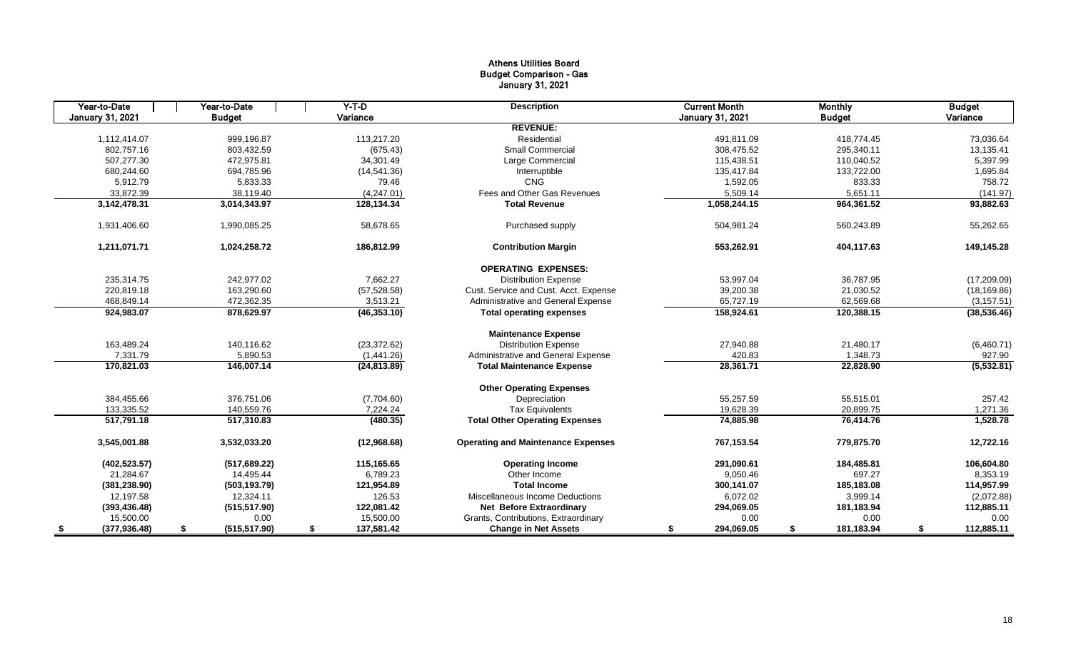# Athens Utilities Board
## Budget Comparison - Gas
### January 31, 2021

| Year-to-Date January 31, 2021 | Year-to-Date Budget | Y-T-D Variance | Description | Current Month January 31, 2021 | Monthly Budget | Budget Variance |
|---|---|---|---|---|---|---|
| | | | **REVENUE:** | | | |
| 1,112,414.07 | 999,196.87 | 113,217.20 | Residential | 491,811.09 | 418,774.45 | 73,036.64 |
| 802,757.16 | 803,432.59 | (675.43) | Small Commercial | 308,475.52 | 295,340.11 | 13,135.41 |
| 507,277.30 | 472,975.81 | 34,301.49 | Large Commercial | 115,438.51 | 110,040.52 | 5,397.99 |
| 680,244.60 | 694,785.96 | (14,541.36) | Interruptible | 135,417.84 | 133,722.00 | 1,695.84 |
| 5,912.79 | 5,833.33 | 79.46 | CNG | 1,592.05 | 833.33 | 758.72 |
| 33,872.39 | 38,119.40 | (4,247.01) | Fees and Other Gas Revenues | 5,509.14 | 5,651.11 | (141.97) |
| **3,142,478.31** | **3,014,343.97** | **128,134.34** | **Total Revenue** | **1,058,244.15** | **964,361.52** | **93,882.63** |
| 1,931,406.60 | 1,990,085.25 | 58,678.65 | Purchased supply | 504,981.24 | 560,243.89 | 55,262.65 |
| **1,211,071.71** | **1,024,258.72** | **186,812.99** | **Contribution Margin** | **553,262.91** | **404,117.63** | **149,145.28** |
| | | | **OPERATING EXPENSES:** | | | |
| 235,314.75 | 242,977.02 | 7,662.27 | Distribution Expense | 53,997.04 | 36,787.95 | (17,209.09) |
| 220,819.18 | 163,290.60 | (57,528.58) | Cust. Service and Cust. Acct. Expense | 39,200.38 | 21,030.52 | (18,169.86) |
| 468,849.14 | 472,362.35 | 3,513.21 | Administrative and General Expense | 65,727.19 | 62,569.68 | (3,157.51) |
| **924,983.07** | **878,629.97** | **(46,353.10)** | **Total operating expenses** | **158,924.61** | **120,388.15** | **(38,536.46)** |
| | | | **Maintenance Expense** | | | |
| 163,489.24 | 140,116.62 | (23,372.62) | Distribution Expense | 27,940.88 | 21,480.17 | (6,460.71) |
| 7,331.79 | 5,890.53 | (1,441.26) | Administrative and General Expense | 420.83 | 1,348.73 | 927.90 |
| **170,821.03** | **146,007.14** | **(24,813.89)** | **Total Maintenance Expense** | **28,361.71** | **22,828.90** | **(5,532.81)** |
| | | | **Other Operating Expenses** | | | |
| 384,455.66 | 376,751.06 | (7,704.60) | Depreciation | 55,257.59 | 55,515.01 | 257.42 |
| 133,335.52 | 140,559.76 | 7,224.24 | Tax Equivalents | 19,628.39 | 20,899.75 | 1,271.36 |
| **517,791.18** | **517,310.83** | **(480.35)** | **Total Other Operating Expenses** | **74,885.98** | **76,414.76** | **1,528.78** |
| **3,545,001.88** | **3,532,033.20** | **(12,968.68)** | **Operating and Maintenance Expenses** | **767,153.54** | **779,875.70** | **12,722.16** |
| **(402,523.57)** | **(517,689.22)** | **115,165.65** | **Operating Income** | **291,090.61** | **184,485.81** | **106,604.80** |
| 21,284.67 | 14,495.44 | 6,789.23 | Other Income | 9,050.46 | 697.27 | 8,353.19 |
| **(381,238.90)** | **(503,193.79)** | **121,954.89** | **Total Income** | **300,141.07** | **185,183.08** | **114,957.99** |
| 12,197.58 | 12,324.11 | 126.53 | Miscellaneous Income Deductions | 6,072.02 | 3,999.14 | (2,072.88) |
| **(393,436.48)** | **(515,517.90)** | **122,081.42** | **Net Before Extraordinary** | **294,069.05** | **181,183.94** | **112,885.11** |
| 15,500.00 | 0.00 | 15,500.00 | Grants, Contributions, Extraordinary | 0.00 | 0.00 | 0.00 |
| **$ (377,936.48)** | **$ (515,517.90)** | **$ 137,581.42** | **Change in Net Assets** | **$ 294,069.05** | **$ 181,183.94** | **$ 112,885.11** |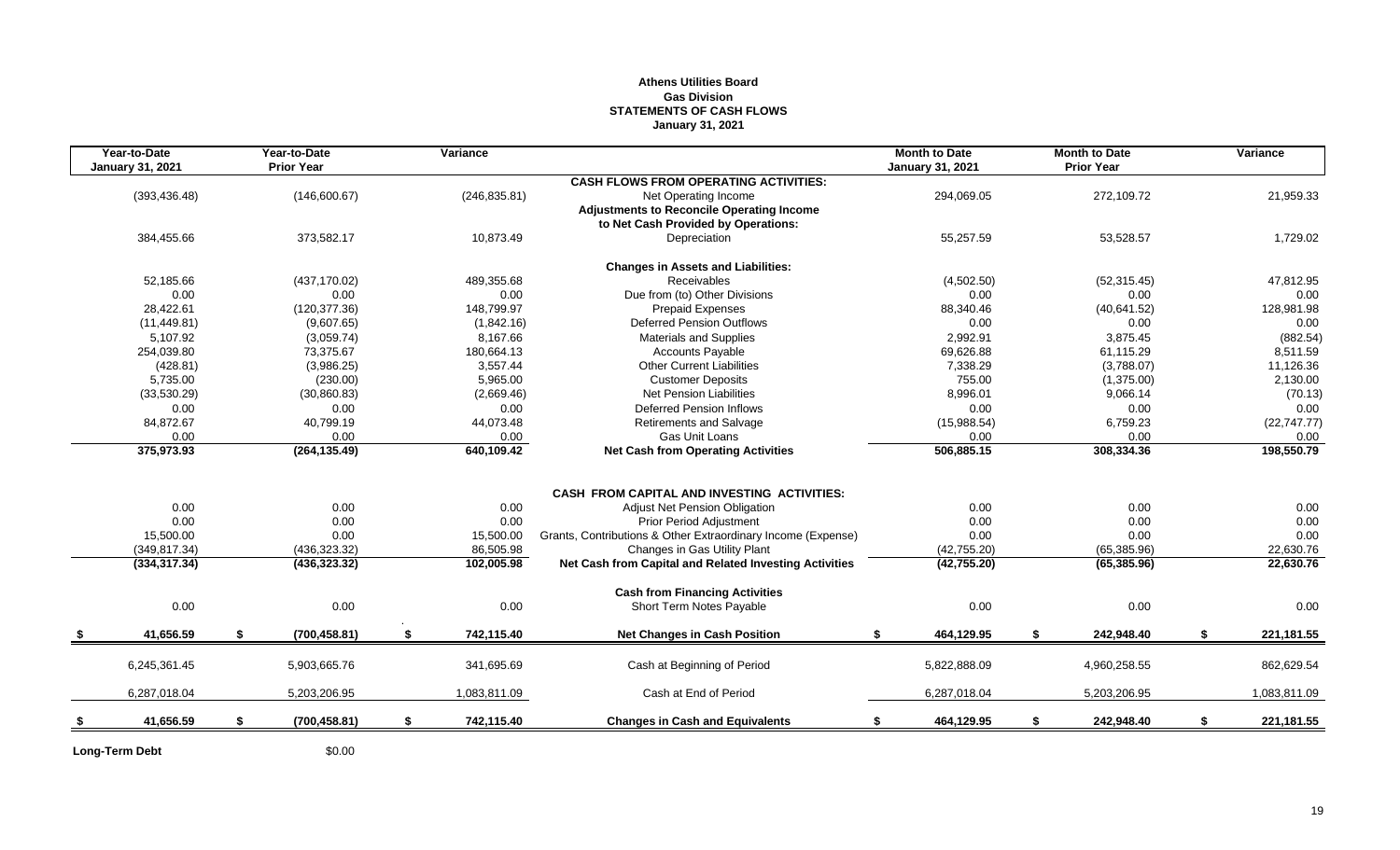**Athens Utilities Board**
**Gas Division**
**STATEMENTS OF CASH FLOWS**
**January 31, 2021**

| Year-to-Date January 31, 2021 | Year-to-Date Prior Year | Variance | | Month to Date January 31, 2021 | Month to Date Prior Year | Variance |
|---|---|---|---|---|---|---|
| | | | **CASH FLOWS FROM OPERATING ACTIVITIES:** | | | |
| (393,436.48) | (146,600.67) | (246,835.81) | Net Operating Income | 294,069.05 | 272,109.72 | 21,959.33 |
| | | | **Adjustments to Reconcile Operating Income to Net Cash Provided by Operations:** | | | |
| 384,455.66 | 373,582.17 | 10,873.49 | Depreciation | 55,257.59 | 53,528.57 | 1,729.02 |
| | | | **Changes in Assets and Liabilities:** | | | |
| 52,185.66 | (437,170.02) | 489,355.68 | Receivables | (4,502.50) | (52,315.45) | 47,812.95 |
| 0.00 | 0.00 | 0.00 | Due from (to) Other Divisions | 0.00 | 0.00 | 0.00 |
| 28,422.61 | (120,377.36) | 148,799.97 | Prepaid Expenses | 88,340.46 | (40,641.52) | 128,981.98 |
| (11,449.81) | (9,607.65) | (1,842.16) | Deferred Pension Outflows | 0.00 | 0.00 | 0.00 |
| 5,107.92 | (3,059.74) | 8,167.66 | Materials and Supplies | 2,992.91 | 3,875.45 | (882.54) |
| 254,039.80 | 73,375.67 | 180,664.13 | Accounts Payable | 69,626.88 | 61,115.29 | 8,511.59 |
| (428.81) | (3,986.25) | 3,557.44 | Other Current Liabilities | 7,338.29 | (3,788.07) | 11,126.36 |
| 5,735.00 | (230.00) | 5,965.00 | Customer Deposits | 755.00 | (1,375.00) | 2,130.00 |
| (33,530.29) | (30,860.83) | (2,669.46) | Net Pension Liabilities | 8,996.01 | 9,066.14 | (70.13) |
| 0.00 | 0.00 | 0.00 | Deferred Pension Inflows | 0.00 | 0.00 | 0.00 |
| 84,872.67 | 40,799.19 | 44,073.48 | Retirements and Salvage | (15,988.54) | 6,759.23 | (22,747.77) |
| 0.00 | 0.00 | 0.00 | Gas Unit Loans | 0.00 | 0.00 | 0.00 |
| **375,973.93** | **(264,135.49)** | **640,109.42** | **Net Cash from Operating Activities** | **506,885.15** | **308,334.36** | **198,550.79** |
| | | | **CASH FROM CAPITAL AND INVESTING ACTIVITIES:** | | | |
| 0.00 | 0.00 | 0.00 | Adjust Net Pension Obligation | 0.00 | 0.00 | 0.00 |
| 0.00 | 0.00 | 0.00 | Prior Period Adjustment | 0.00 | 0.00 | 0.00 |
| 15,500.00 | 0.00 | 15,500.00 | Grants, Contributions & Other Extraordinary Income (Expense) | 0.00 | 0.00 | 0.00 |
| (349,817.34) | (436,323.32) | 86,505.98 | Changes in Gas Utility Plant | (42,755.20) | (65,385.96) | 22,630.76 |
| **(334,317.34)** | **(436,323.32)** | **102,005.98** | **Net Cash from Capital and Related Investing Activities** | **(42,755.20)** | **(65,385.96)** | **22,630.76** |
| | | | **Cash from Financing Activities** | | | |
| 0.00 | 0.00 | 0.00 | Short Term Notes Payable | 0.00 | 0.00 | 0.00 |
| **$ 41,656.59** | **$ (700,458.81)** | **$ 742,115.40** | **Net Changes in Cash Position** | **$ 464,129.95** | **$ 242,948.40** | **$ 221,181.55** |
| 6,245,361.45 | 5,903,665.76 | 341,695.69 | Cash at Beginning of Period | 5,822,888.09 | 4,960,258.55 | 862,629.54 |
| 6,287,018.04 | 5,203,206.95 | 1,083,811.09 | Cash at End of Period | 6,287,018.04 | 5,203,206.95 | 1,083,811.09 |
| **$ 41,656.59** | **$ (700,458.81)** | **$ 742,115.40** | **Changes in Cash and Equivalents** | **$ 464,129.95** | **$ 242,948.40** | **$ 221,181.55** |

**Long-Term Debt** $0.00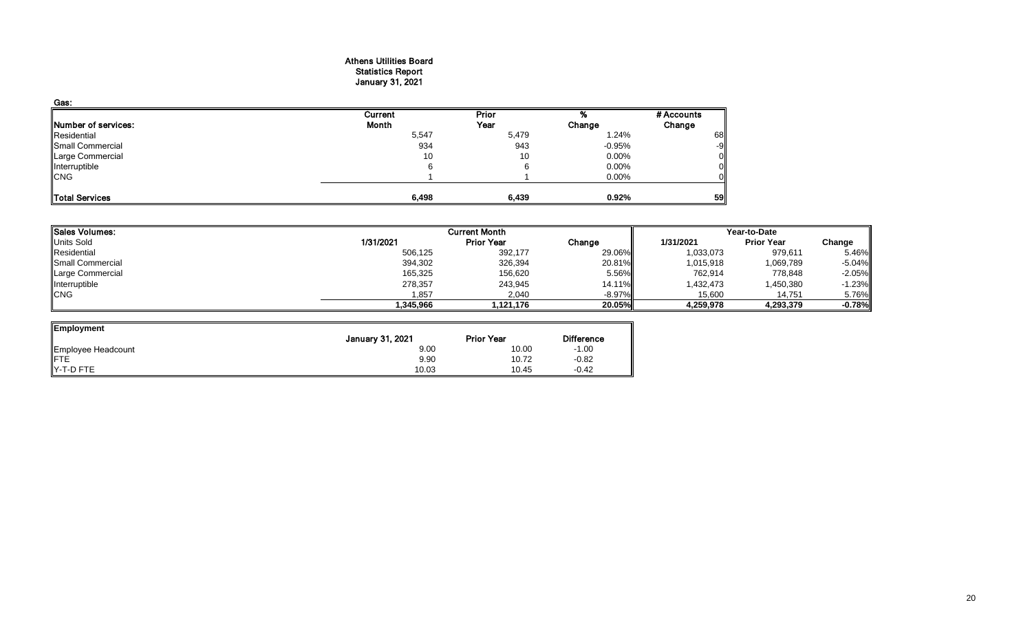# Athens Utilities Board
## Statistics Report
## January 31, 2021

### Gas:

| Number of services: | Current Month | Prior Year | % Change | # Accounts Change |
|---|---|---|---|---|
| Residential | 5,547 | 5,479 | 1.24% | 68 |
| Small Commercial | 934 | 943 | -0.95% | -9 |
| Large Commercial | 10 | 10 | 0.00% | 0 |
| Interruptible | 6 | 6 | 0.00% | 0 |
| CNG | 1 | 1 | 0.00% | 0 |
| **Total Services** | **6,498** | **6,439** | **0.92%** | **59** |

| **Sales Volumes:** | Current Month | | | Year-to-Date | | |
|---|---|---|---|---|---|---|
| Units Sold | 1/31/2021 | Prior Year | Change | 1/31/2021 | Prior Year | Change |
| Residential | 506,125 | 392,177 | 29.06% | 1,033,073 | 979,611 | 5.46% |
| Small Commercial | 394,302 | 326,394 | 20.81% | 1,015,918 | 1,069,789 | -5.04% |
| Large Commercial | 165,325 | 156,620 | 5.56% | 762,914 | 778,848 | -2.05% |
| Interruptible | 278,357 | 243,945 | 14.11% | 1,432,473 | 1,450,380 | -1.23% |
| CNG | 1,857 | 2,040 | -8.97% | 15,600 | 14,751 | 5.76% |
| | **1,345,966** | **1,121,176** | **20.05%** | **4,259,978** | **4,293,379** | **-0.78%** |

| **Employment** | January 31, 2021 | Prior Year | Difference |
|---|---|---|---|
| Employee Headcount | 9.00 | 10.00 | -1.00 |
| FTE | 9.90 | 10.72 | -0.82 |
| Y-T-D FTE | 10.03 | 10.45 | -0.42 |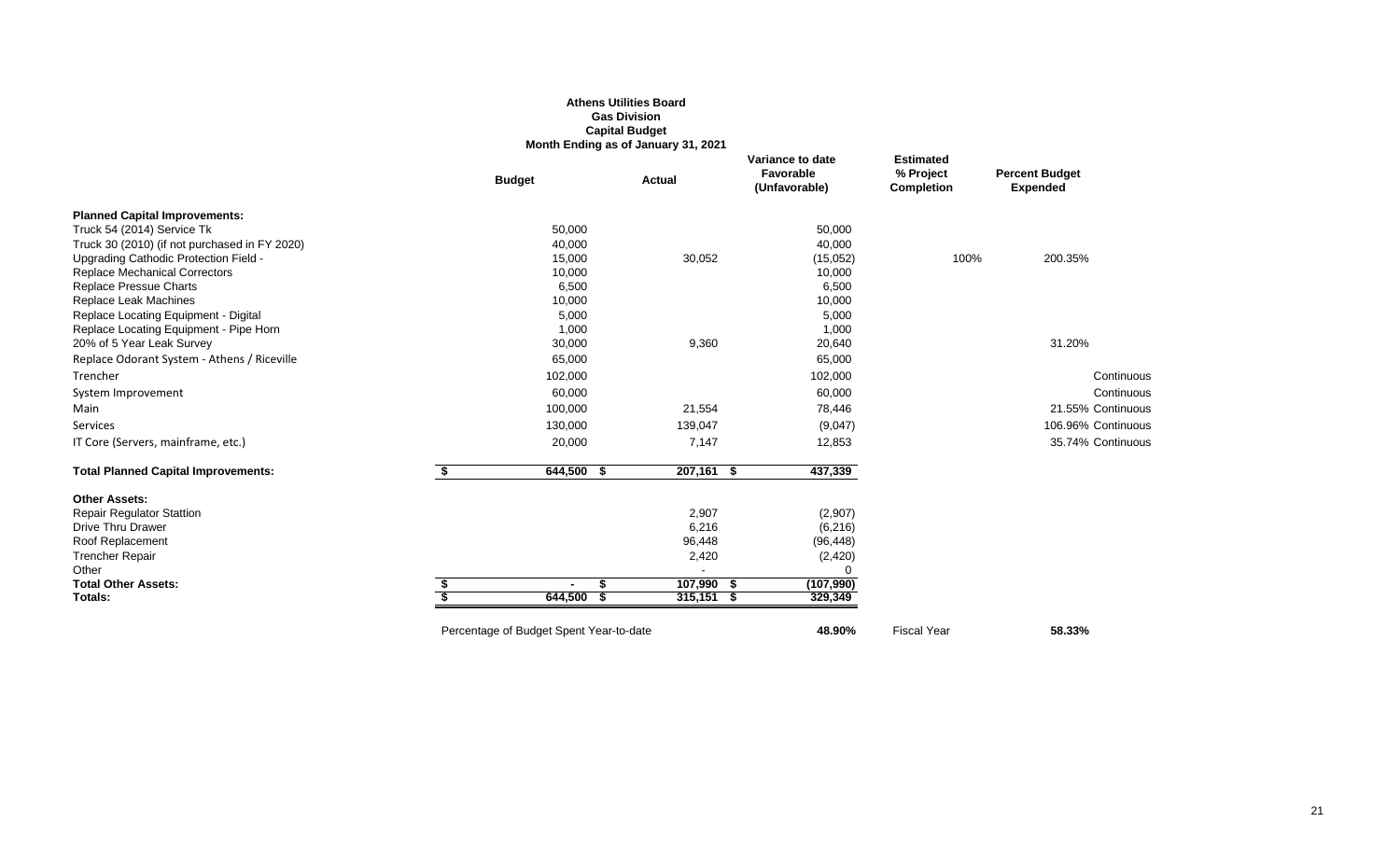**Athens Utilities Board**
**Gas Division**
**Capital Budget**
**Month Ending as of January 31, 2021**

| | Budget | Actual | Variance to date Favorable (Unfavorable) | Estimated % Project Completion | Percent Budget Expended | |
|---|---|---|---|---|---|---|
| **Planned Capital Improvements:** | | | | | | |
| Truck 54 (2014) Service Tk | 50,000 | | 50,000 | | | |
| Truck 30 (2010) (if not purchased in FY 2020) | 40,000 | | 40,000 | | | |
| Upgrading Cathodic Protection Field - | 15,000 | 30,052 | (15,052) | 100% | 200.35% | |
| Replace Mechanical Correctors | 10,000 | | 10,000 | | | |
| Replace Pressue Charts | 6,500 | | 6,500 | | | |
| Replace Leak Machines | 10,000 | | 10,000 | | | |
| Replace Locating Equipment - Digital | 5,000 | | 5,000 | | | |
| Replace Locating Equipment - Pipe Horn | 1,000 | | 1,000 | | | |
| 20% of 5 Year Leak Survey | 30,000 | 9,360 | 20,640 | | 31.20% | |
| Replace Odorant System - Athens / Riceville | 65,000 | | 65,000 | | | |
| Trencher | 102,000 | | 102,000 | | | Continuous |
| System Improvement | 60,000 | | 60,000 | | | Continuous |
| Main | 100,000 | 21,554 | 78,446 | | 21.55% | Continuous |
| Services | 130,000 | 139,047 | (9,047) | | 106.96% | Continuous |
| IT Core (Servers, mainframe, etc.) | 20,000 | 7,147 | 12,853 | | 35.74% | Continuous |
| **Total Planned Capital Improvements:** | **$ 644,500** | **$ 207,161** | **$ 437,339** | | | |
| **Other Assets:** | | | | | | |
| Repair Regulator Stattion | | 2,907 | (2,907) | | | |
| Drive Thru Drawer | | 6,216 | (6,216) | | | |
| Roof Replacement | | 96,448 | (96,448) | | | |
| Trencher Repair | | 2,420 | (2,420) | | | |
| Other | | - | 0 | | | |
| **Total Other Assets:** | **$ -** | **$ 107,990** | **$ (107,990)** | | | |
| **Totals:** | **$ 644,500** | **$ 315,151** | **$ 329,349** | | | |

Percentage of Budget Spent Year-to-date **48.90%** Fiscal Year **58.33%**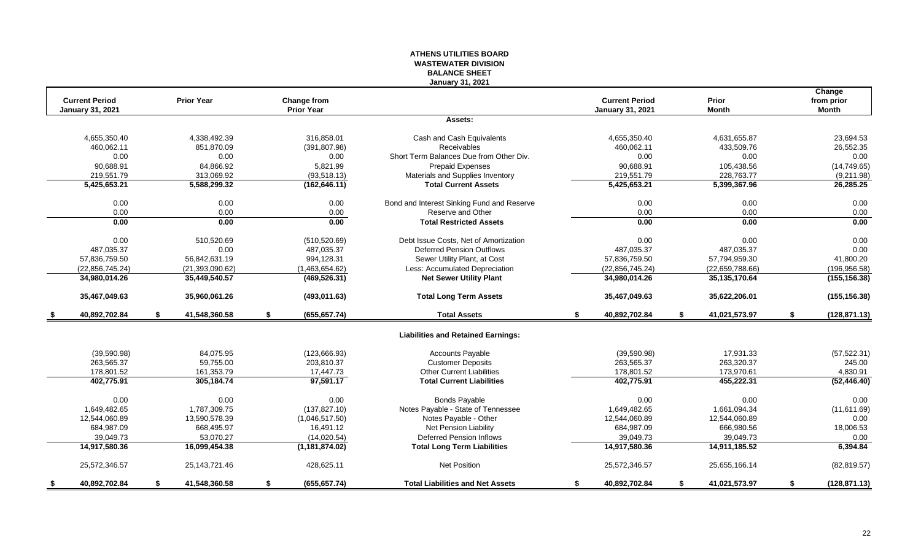# ATHENS UTILITIES BOARD
## WASTEWATER DIVISION
## BALANCE SHEET
### January 31, 2021

| Current Period January 31, 2021 | Prior Year | Change from Prior Year | | Current Period January 31, 2021 | Prior Month | Change from prior Month |
|---|---|---|---|---|---|---|
| | | | **Assets:** | | | |
| 4,655,350.40 | 4,338,492.39 | 316,858.01 | Cash and Cash Equivalents | 4,655,350.40 | 4,631,655.87 | 23,694.53 |
| 460,062.11 | 851,870.09 | (391,807.98) | Receivables | 460,062.11 | 433,509.76 | 26,552.35 |
| 0.00 | 0.00 | 0.00 | Short Term Balances Due from Other Div. | 0.00 | 0.00 | 0.00 |
| 90,688.91 | 84,866.92 | 5,821.99 | Prepaid Expenses | 90,688.91 | 105,438.56 | (14,749.65) |
| 219,551.79 | 313,069.92 | (93,518.13) | Materials and Supplies Inventory | 219,551.79 | 228,763.77 | (9,211.98) |
| **5,425,653.21** | **5,588,299.32** | **(162,646.11)** | **Total Current Assets** | **5,425,653.21** | **5,399,367.96** | **26,285.25** |
| 0.00 | 0.00 | 0.00 | Bond and Interest Sinking Fund and Reserve | 0.00 | 0.00 | 0.00 |
| 0.00 | 0.00 | 0.00 | Reserve and Other | 0.00 | 0.00 | 0.00 |
| **0.00** | **0.00** | **0.00** | **Total Restricted Assets** | **0.00** | **0.00** | **0.00** |
| 0.00 | 510,520.69 | (510,520.69) | Debt Issue Costs, Net of Amortization | 0.00 | 0.00 | 0.00 |
| 487,035.37 | 0.00 | 487,035.37 | Deferred Pension Outflows | 487,035.37 | 487,035.37 | 0.00 |
| 57,836,759.50 | 56,842,631.19 | 994,128.31 | Sewer Utility Plant, at Cost | 57,836,759.50 | 57,794,959.30 | 41,800.20 |
| (22,856,745.24) | (21,393,090.62) | (1,463,654.62) | Less: Accumulated Depreciation | (22,856,745.24) | (22,659,788.66) | (196,956.58) |
| **34,980,014.26** | **35,449,540.57** | **(469,526.31)** | **Net Sewer Utility Plant** | **34,980,014.26** | **35,135,170.64** | **(155,156.38)** |
| **35,467,049.63** | **35,960,061.26** | **(493,011.63)** | **Total Long Term Assets** | **35,467,049.63** | **35,622,206.01** | **(155,156.38)** |
| **$ 40,892,702.84** | **$ 41,548,360.58** | **$ (655,657.74)** | **Total Assets** | **$ 40,892,702.84** | **$ 41,021,573.97** | **$ (128,871.13)** |
| | | | **Liabilities and Retained Earnings:** | | | |
| (39,590.98) | 84,075.95 | (123,666.93) | Accounts Payable | (39,590.98) | 17,931.33 | (57,522.31) |
| 263,565.37 | 59,755.00 | 203,810.37 | Customer Deposits | 263,565.37 | 263,320.37 | 245.00 |
| 178,801.52 | 161,353.79 | 17,447.73 | Other Current Liabilities | 178,801.52 | 173,970.61 | 4,830.91 |
| **402,775.91** | **305,184.74** | **97,591.17** | **Total Current Liabilities** | **402,775.91** | **455,222.31** | **(52,446.40)** |
| 0.00 | 0.00 | 0.00 | Bonds Payable | 0.00 | 0.00 | 0.00 |
| 1,649,482.65 | 1,787,309.75 | (137,827.10) | Notes Payable - State of Tennessee | 1,649,482.65 | 1,661,094.34 | (11,611.69) |
| 12,544,060.89 | 13,590,578.39 | (1,046,517.50) | Notes Payable - Other | 12,544,060.89 | 12,544,060.89 | 0.00 |
| 684,987.09 | 668,495.97 | 16,491.12 | Net Pension Liability | 684,987.09 | 666,980.56 | 18,006.53 |
| 39,049.73 | 53,070.27 | (14,020.54) | Deferred Pension Inflows | 39,049.73 | 39,049.73 | 0.00 |
| **14,917,580.36** | **16,099,454.38** | **(1,181,874.02)** | **Total Long Term Liabilities** | **14,917,580.36** | **14,911,185.52** | **6,394.84** |
| 25,572,346.57 | 25,143,721.46 | 428,625.11 | Net Position | 25,572,346.57 | 25,655,166.14 | (82,819.57) |
| **$ 40,892,702.84** | **$ 41,548,360.58** | **$ (655,657.74)** | **Total Liabilities and Net Assets** | **$ 40,892,702.84** | **$ 41,021,573.97** | **$ (128,871.13)** |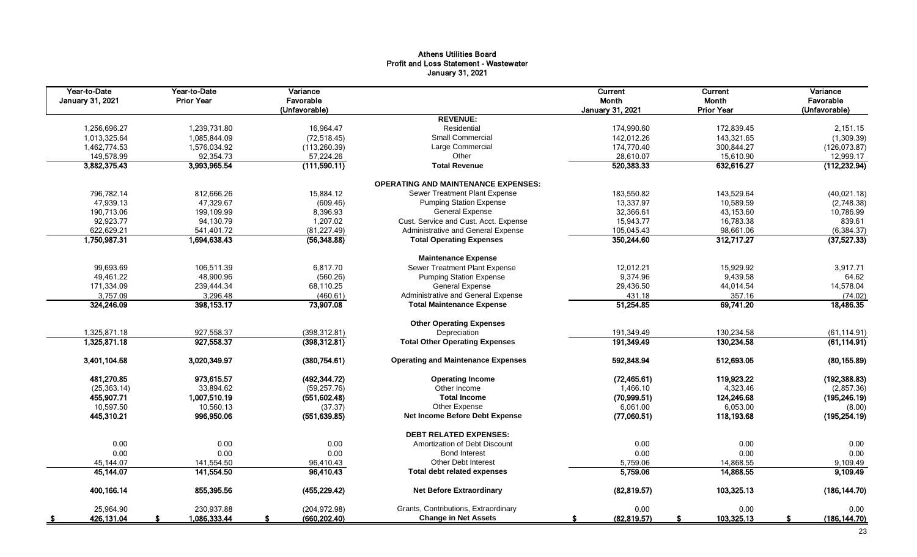# Athens Utilities Board
## Profit and Loss Statement - Wastewater
### January 31, 2021

| Year-to-Date January 31, 2021 | Year-to-Date Prior Year | Variance Favorable (Unfavorable) | | Current Month January 31, 2021 | Current Month Prior Year | Variance Favorable (Unfavorable) |
|---|---|---|---|---|---|---|
| | | | **REVENUE:** | | | |
| 1,256,696.27 | 1,239,731.80 | 16,964.47 | Residential | 174,990.60 | 172,839.45 | 2,151.15 |
| 1,013,325.64 | 1,085,844.09 | (72,518.45) | Small Commercial | 142,012.26 | 143,321.65 | (1,309.39) |
| 1,462,774.53 | 1,576,034.92 | (113,260.39) | Large Commercial | 174,770.40 | 300,844.27 | (126,073.87) |
| 149,578.99 | 92,354.73 | 57,224.26 | Other | 28,610.07 | 15,610.90 | 12,999.17 |
| **3,882,375.43** | **3,993,965.54** | **(111,590.11)** | **Total Revenue** | **520,383.33** | **632,616.27** | **(112,232.94)** |
| | | | **OPERATING AND MAINTENANCE EXPENSES:** | | | |
| 796,782.14 | 812,666.26 | 15,884.12 | Sewer Treatment Plant Expense | 183,550.82 | 143,529.64 | (40,021.18) |
| 47,939.13 | 47,329.67 | (609.46) | Pumping Station Expense | 13,337.97 | 10,589.59 | (2,748.38) |
| 190,713.06 | 199,109.99 | 8,396.93 | General Expense | 32,366.61 | 43,153.60 | 10,786.99 |
| 92,923.77 | 94,130.79 | 1,207.02 | Cust. Service and Cust. Acct. Expense | 15,943.77 | 16,783.38 | 839.61 |
| 622,629.21 | 541,401.72 | (81,227.49) | Administrative and General Expense | 105,045.43 | 98,661.06 | (6,384.37) |
| **1,750,987.31** | **1,694,638.43** | **(56,348.88)** | **Total Operating Expenses** | **350,244.60** | **312,717.27** | **(37,527.33)** |
| | | | **Maintenance Expense** | | | |
| 99,693.69 | 106,511.39 | 6,817.70 | Sewer Treatment Plant Expense | 12,012.21 | 15,929.92 | 3,917.71 |
| 49,461.22 | 48,900.96 | (560.26) | Pumping Station Expense | 9,374.96 | 9,439.58 | 64.62 |
| 171,334.09 | 239,444.34 | 68,110.25 | General Expense | 29,436.50 | 44,014.54 | 14,578.04 |
| 3,757.09 | 3,296.48 | (460.61) | Administrative and General Expense | 431.18 | 357.16 | (74.02) |
| **324,246.09** | **398,153.17** | **73,907.08** | **Total Maintenance Expense** | **51,254.85** | **69,741.20** | **18,486.35** |
| | | | **Other Operating Expenses** | | | |
| 1,325,871.18 | 927,558.37 | (398,312.81) | Depreciation | 191,349.49 | 130,234.58 | (61,114.91) |
| **1,325,871.18** | **927,558.37** | **(398,312.81)** | **Total Other Operating Expenses** | **191,349.49** | **130,234.58** | **(61,114.91)** |
| **3,401,104.58** | **3,020,349.97** | **(380,754.61)** | **Operating and Maintenance Expenses** | **592,848.94** | **512,693.05** | **(80,155.89)** |
| **481,270.85** | **973,615.57** | **(492,344.72)** | **Operating Income** | **(72,465.61)** | **119,923.22** | **(192,388.83)** |
| (25,363.14) | 33,894.62 | (59,257.76) | Other Income | 1,466.10 | 4,323.46 | (2,857.36) |
| **455,907.71** | **1,007,510.19** | **(551,602.48)** | **Total Income** | **(70,999.51)** | **124,246.68** | **(195,246.19)** |
| 10,597.50 | 10,560.13 | (37.37) | Other Expense | 6,061.00 | 6,053.00 | (8.00) |
| **445,310.21** | **996,950.06** | **(551,639.85)** | **Net Income Before Debt Expense** | **(77,060.51)** | **118,193.68** | **(195,254.19)** |
| | | | **DEBT RELATED EXPENSES:** | | | |
| 0.00 | 0.00 | 0.00 | Amortization of Debt Discount | 0.00 | 0.00 | 0.00 |
| 0.00 | 0.00 | 0.00 | Bond Interest | 0.00 | 0.00 | 0.00 |
| 45,144.07 | 141,554.50 | 96,410.43 | Other Debt Interest | 5,759.06 | 14,868.55 | 9,109.49 |
| **45,144.07** | **141,554.50** | **96,410.43** | **Total debt related expenses** | **5,759.06** | **14,868.55** | **9,109.49** |
| **400,166.14** | **855,395.56** | **(455,229.42)** | **Net Before Extraordinary** | **(82,819.57)** | **103,325.13** | **(186,144.70)** |
| 25,964.90 | 230,937.88 | (204,972.98) | Grants, Contributions, Extraordinary | 0.00 | 0.00 | 0.00 |
| **$ 426,131.04** | **$ 1,086,333.44** | **$ (660,202.40)** | **Change in Net Assets** | **$ (82,819.57)** | **$ 103,325.13** | **$ (186,144.70)** |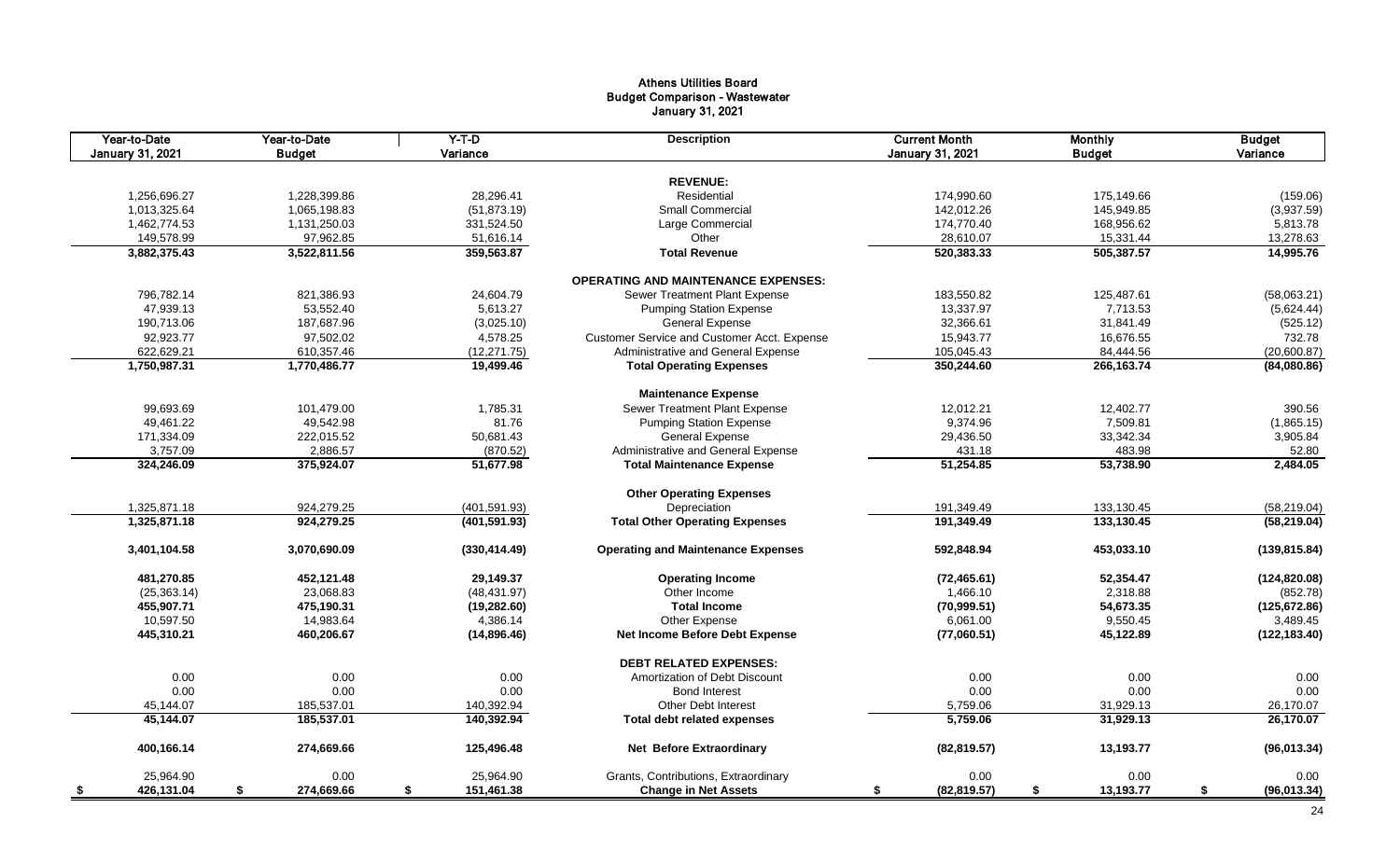# Athens Utilities Board
## Budget Comparison - Wastewater
### January 31, 2021

| Year-to-Date January 31, 2021 | Year-to-Date Budget | Y-T-D Variance | Description | Current Month January 31, 2021 | Monthly Budget | Budget Variance |
|---|---|---|---|---|---|---|
| | | | **REVENUE:** | | | |
| 1,256,696.27 | 1,228,399.86 | 28,296.41 | Residential | 174,990.60 | 175,149.66 | (159.06) |
| 1,013,325.64 | 1,065,198.83 | (51,873.19) | Small Commercial | 142,012.26 | 145,949.85 | (3,937.59) |
| 1,462,774.53 | 1,131,250.03 | 331,524.50 | Large Commercial | 174,770.40 | 168,956.62 | 5,813.78 |
| 149,578.99 | 97,962.85 | 51,616.14 | Other | 28,610.07 | 15,331.44 | 13,278.63 |
| **3,882,375.43** | **3,522,811.56** | **359,563.87** | **Total Revenue** | **520,383.33** | **505,387.57** | **14,995.76** |
| | | | **OPERATING AND MAINTENANCE EXPENSES:** | | | |
| 796,782.14 | 821,386.93 | 24,604.79 | Sewer Treatment Plant Expense | 183,550.82 | 125,487.61 | (58,063.21) |
| 47,939.13 | 53,552.40 | 5,613.27 | Pumping Station Expense | 13,337.97 | 7,713.53 | (5,624.44) |
| 190,713.06 | 187,687.96 | (3,025.10) | General Expense | 32,366.61 | 31,841.49 | (525.12) |
| 92,923.77 | 97,502.02 | 4,578.25 | Customer Service and Customer Acct. Expense | 15,943.77 | 16,676.55 | 732.78 |
| 622,629.21 | 610,357.46 | (12,271.75) | Administrative and General Expense | 105,045.43 | 84,444.56 | (20,600.87) |
| **1,750,987.31** | **1,770,486.77** | **19,499.46** | **Total Operating Expenses** | **350,244.60** | **266,163.74** | **(84,080.86)** |
| | | | **Maintenance Expense** | | | |
| 99,693.69 | 101,479.00 | 1,785.31 | Sewer Treatment Plant Expense | 12,012.21 | 12,402.77 | 390.56 |
| 49,461.22 | 49,542.98 | 81.76 | Pumping Station Expense | 9,374.96 | 7,509.81 | (1,865.15) |
| 171,334.09 | 222,015.52 | 50,681.43 | General Expense | 29,436.50 | 33,342.34 | 3,905.84 |
| 3,757.09 | 2,886.57 | (870.52) | Administrative and General Expense | 431.18 | 483.98 | 52.80 |
| **324,246.09** | **375,924.07** | **51,677.98** | **Total Maintenance Expense** | **51,254.85** | **53,738.90** | **2,484.05** |
| | | | **Other Operating Expenses** | | | |
| 1,325,871.18 | 924,279.25 | (401,591.93) | Depreciation | 191,349.49 | 133,130.45 | (58,219.04) |
| **1,325,871.18** | **924,279.25** | **(401,591.93)** | **Total Other Operating Expenses** | **191,349.49** | **133,130.45** | **(58,219.04)** |
| **3,401,104.58** | **3,070,690.09** | **(330,414.49)** | **Operating and Maintenance Expenses** | **592,848.94** | **453,033.10** | **(139,815.84)** |
| **481,270.85** | **452,121.48** | **29,149.37** | **Operating Income** | **(72,465.61)** | **52,354.47** | **(124,820.08)** |
| (25,363.14) | 23,068.83 | (48,431.97) | Other Income | 1,466.10 | 2,318.88 | (852.78) |
| **455,907.71** | **475,190.31** | **(19,282.60)** | **Total Income** | **(70,999.51)** | **54,673.35** | **(125,672.86)** |
| 10,597.50 | 14,983.64 | 4,386.14 | Other Expense | 6,061.00 | 9,550.45 | 3,489.45 |
| **445,310.21** | **460,206.67** | **(14,896.46)** | **Net Income Before Debt Expense** | **(77,060.51)** | **45,122.89** | **(122,183.40)** |
| | | | **DEBT RELATED EXPENSES:** | | | |
| 0.00 | 0.00 | 0.00 | Amortization of Debt Discount | 0.00 | 0.00 | 0.00 |
| 0.00 | 0.00 | 0.00 | Bond Interest | 0.00 | 0.00 | 0.00 |
| 45,144.07 | 185,537.01 | 140,392.94 | Other Debt Interest | 5,759.06 | 31,929.13 | 26,170.07 |
| **45,144.07** | **185,537.01** | **140,392.94** | **Total debt related expenses** | **5,759.06** | **31,929.13** | **26,170.07** |
| **400,166.14** | **274,669.66** | **125,496.48** | **Net Before Extraordinary** | **(82,819.57)** | **13,193.77** | **(96,013.34)** |
| 25,964.90 | 0.00 | 25,964.90 | Grants, Contributions, Extraordinary | 0.00 | 0.00 | 0.00 |
| **$ 426,131.04** | **$ 274,669.66** | **$ 151,461.38** | **Change in Net Assets** | **$ (82,819.57)** | **$ 13,193.77** | **$ (96,013.34)** |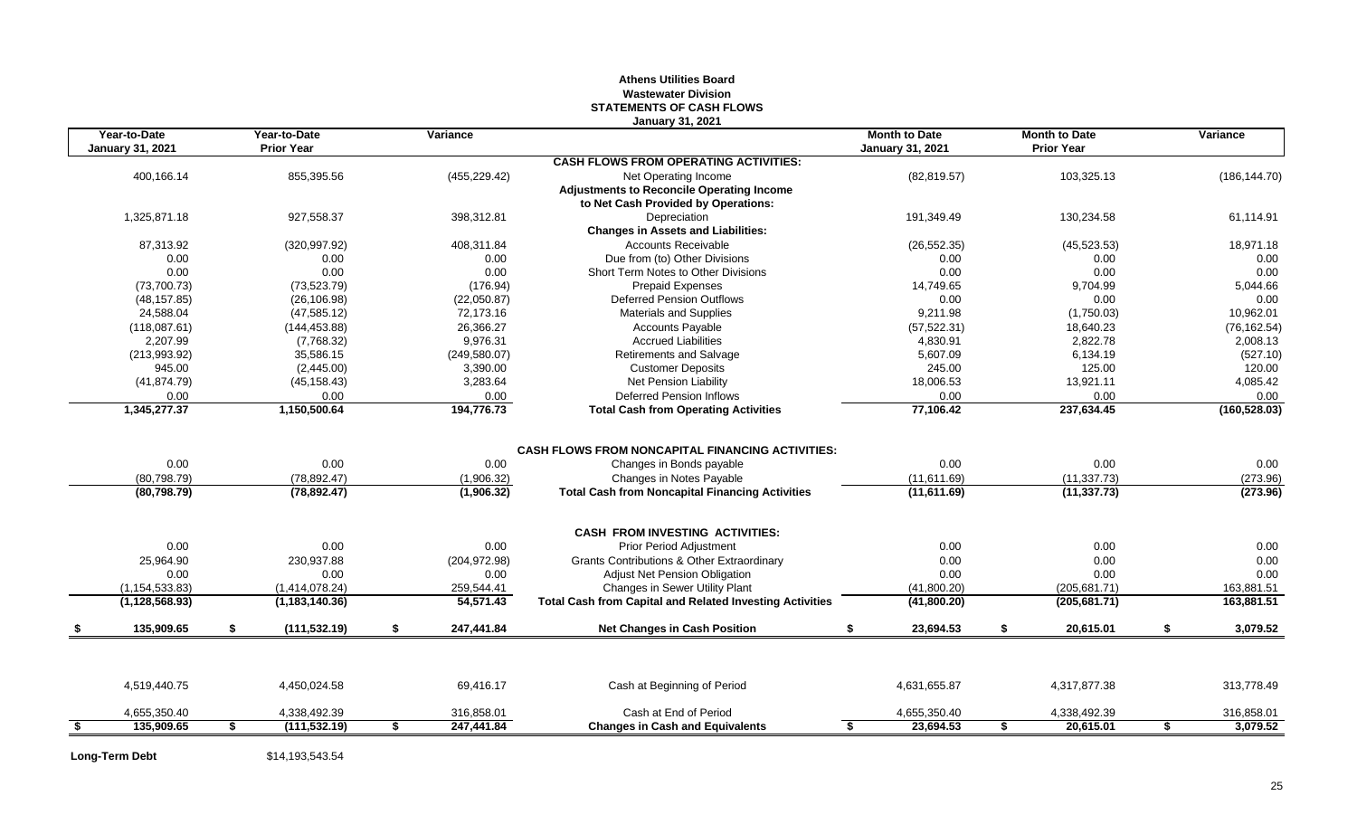# Athens Utilities Board
## Wastewater Division
## STATEMENTS OF CASH FLOWS
### January 31, 2021

| Year-to-Date January 31, 2021 | Year-to-Date Prior Year | Variance | | Month to Date January 31, 2021 | Month to Date Prior Year | Variance |
|---|---|---|---|---|---|---|
| | | | **CASH FLOWS FROM OPERATING ACTIVITIES:** | | | |
| 400,166.14 | 855,395.56 | (455,229.42) | Net Operating Income | (82,819.57) | 103,325.13 | (186,144.70) |
| | | | **Adjustments to Reconcile Operating Income** | | | |
| | | | **to Net Cash Provided by Operations:** | | | |
| 1,325,871.18 | 927,558.37 | 398,312.81 | Depreciation | 191,349.49 | 130,234.58 | 61,114.91 |
| | | | **Changes in Assets and Liabilities:** | | | |
| 87,313.92 | (320,997.92) | 408,311.84 | Accounts Receivable | (26,552.35) | (45,523.53) | 18,971.18 |
| 0.00 | 0.00 | 0.00 | Due from (to) Other Divisions | 0.00 | 0.00 | 0.00 |
| 0.00 | 0.00 | 0.00 | Short Term Notes to Other Divisions | 0.00 | 0.00 | 0.00 |
| (73,700.73) | (73,523.79) | (176.94) | Prepaid Expenses | 14,749.65 | 9,704.99 | 5,044.66 |
| (48,157.85) | (26,106.98) | (22,050.87) | Deferred Pension Outflows | 0.00 | 0.00 | 0.00 |
| 24,588.04 | (47,585.12) | 72,173.16 | Materials and Supplies | 9,211.98 | (1,750.03) | 10,962.01 |
| (118,087.61) | (144,453.88) | 26,366.27 | Accounts Payable | (57,522.31) | 18,640.23 | (76,162.54) |
| 2,207.99 | (7,768.32) | 9,976.31 | Accrued Liabilities | 4,830.91 | 2,822.78 | 2,008.13 |
| (213,993.92) | 35,586.15 | (249,580.07) | Retirements and Salvage | 5,607.09 | 6,134.19 | (527.10) |
| 945.00 | (2,445.00) | 3,390.00 | Customer Deposits | 245.00 | 125.00 | 120.00 |
| (41,874.79) | (45,158.43) | 3,283.64 | Net Pension Liability | 18,006.53 | 13,921.11 | 4,085.42 |
| 0.00 | 0.00 | 0.00 | Deferred Pension Inflows | 0.00 | 0.00 | 0.00 |
| **1,345,277.37** | **1,150,500.64** | **194,776.73** | **Total Cash from Operating Activities** | **77,106.42** | **237,634.45** | **(160,528.03)** |
| | | | **CASH FLOWS FROM NONCAPITAL FINANCING ACTIVITIES:** | | | |
| 0.00 | 0.00 | 0.00 | Changes in Bonds payable | 0.00 | 0.00 | 0.00 |
| (80,798.79) | (78,892.47) | (1,906.32) | Changes in Notes Payable | (11,611.69) | (11,337.73) | (273.96) |
| **(80,798.79)** | **(78,892.47)** | **(1,906.32)** | **Total Cash from Noncapital Financing Activities** | **(11,611.69)** | **(11,337.73)** | **(273.96)** |
| | | | **CASH FROM INVESTING ACTIVITIES:** | | | |
| 0.00 | 0.00 | 0.00 | Prior Period Adjustment | 0.00 | 0.00 | 0.00 |
| 25,964.90 | 230,937.88 | (204,972.98) | Grants Contributions & Other Extraordinary | 0.00 | 0.00 | 0.00 |
| 0.00 | 0.00 | 0.00 | Adjust Net Pension Obligation | 0.00 | 0.00 | 0.00 |
| (1,154,533.83) | (1,414,078.24) | 259,544.41 | Changes in Sewer Utility Plant | (41,800.20) | (205,681.71) | 163,881.51 |
| **(1,128,568.93)** | **(1,183,140.36)** | **54,571.43** | **Total Cash from Capital and Related Investing Activities** | **(41,800.20)** | **(205,681.71)** | **163,881.51** |
| **$ 135,909.65** | **$ (111,532.19)** | **$ 247,441.84** | **Net Changes in Cash Position** | **$ 23,694.53** | **$ 20,615.01** | **$ 3,079.52** |
| 4,519,440.75 | 4,450,024.58 | 69,416.17 | Cash at Beginning of Period | 4,631,655.87 | 4,317,877.38 | 313,778.49 |
| 4,655,350.40 | 4,338,492.39 | 316,858.01 | Cash at End of Period | 4,655,350.40 | 4,338,492.39 | 316,858.01 |
| **$ 135,909.65** | **$ (111,532.19)** | **$ 247,441.84** | **Changes in Cash and Equivalents** | **$ 23,694.53** | **$ 20,615.01** | **$ 3,079.52** |

**Long-Term Debt** $14,193,543.54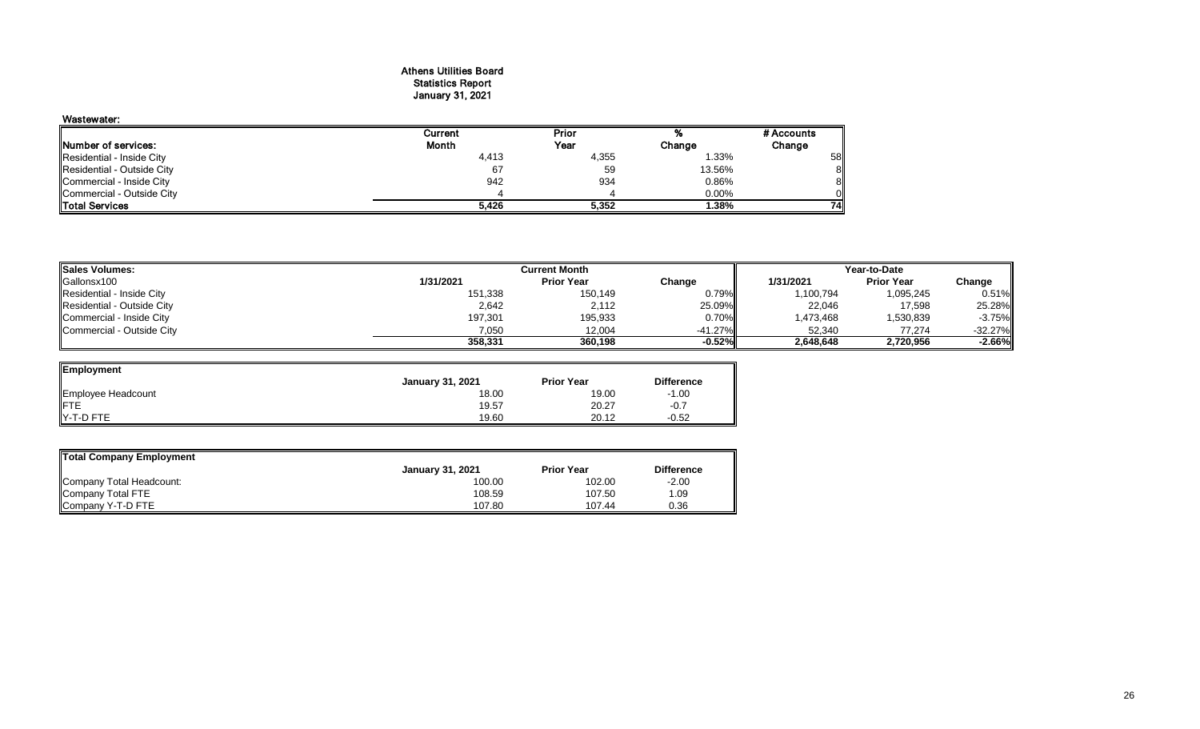# Athens Utilities Board
## Statistics Report
## January 31, 2021

### Wastewater:

| Number of services: | Current Month | Prior Year | % Change | # Accounts Change |
|---|---|---|---|---|
| Residential - Inside City | 4,413 | 4,355 | 1.33% | 58 |
| Residential - Outside City | 67 | 59 | 13.56% | 8 |
| Commercial - Inside City | 942 | 934 | 0.86% | 8 |
| Commercial - Outside City | 4 | 4 | 0.00% | 0 |
| **Total Services** | **5,426** | **5,352** | **1.38%** | **74** |

| Sales Volumes: | Current Month | | | Year-to-Date | | |
|---|---|---|---|---|---|---|
| Gallonsx100 | 1/31/2021 | Prior Year | Change | 1/31/2021 | Prior Year | Change |
| Residential - Inside City | 151,338 | 150,149 | 0.79% | 1,100,794 | 1,095,245 | 0.51% |
| Residential - Outside City | 2,642 | 2,112 | 25.09% | 22,046 | 17,598 | 25.28% |
| Commercial - Inside City | 197,301 | 195,933 | 0.70% | 1,473,468 | 1,530,839 | -3.75% |
| Commercial - Outside City | 7,050 | 12,004 | -41.27% | 52,340 | 77,274 | -32.27% |
| | **358,331** | **360,198** | **-0.52%** | **2,648,648** | **2,720,956** | **-2.66%** |

| Employment | January 31, 2021 | Prior Year | Difference |
|---|---|---|---|
| Employee Headcount | 18.00 | 19.00 | -1.00 |
| FTE | 19.57 | 20.27 | -0.7 |
| Y-T-D FTE | 19.60 | 20.12 | -0.52 |

| Total Company Employment | January 31, 2021 | Prior Year | Difference |
|---|---|---|---|
| Company Total Headcount: | 100.00 | 102.00 | -2.00 |
| Company Total FTE | 108.59 | 107.50 | 1.09 |
| Company Y-T-D FTE | 107.80 | 107.44 | 0.36 |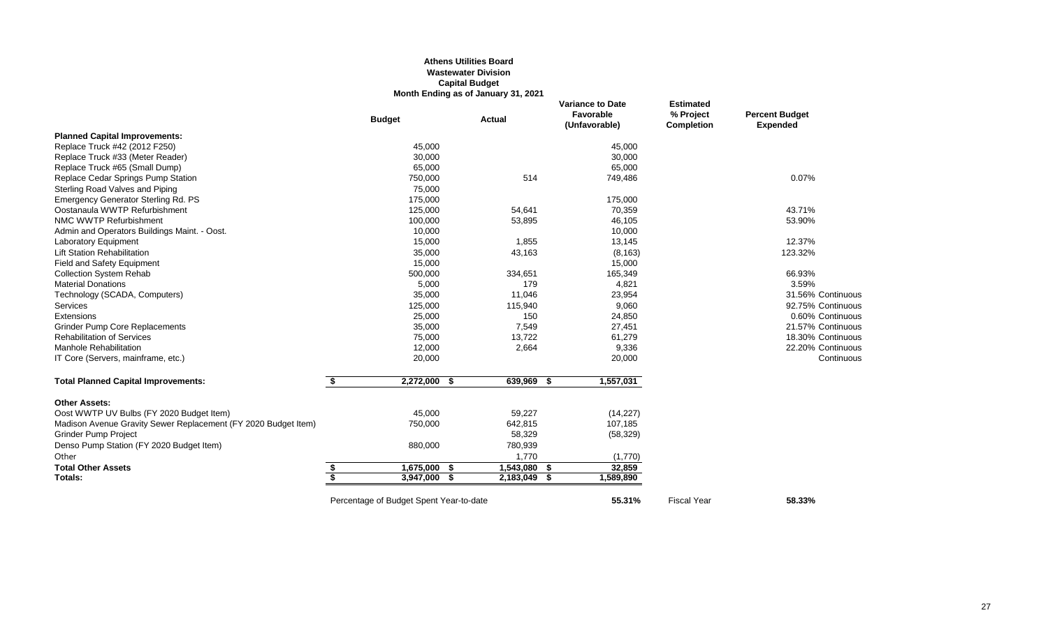**Athens Utilities Board**
**Wastewater Division**
**Capital Budget**
**Month Ending as of January 31, 2021**

| | Budget | Actual | Variance to Date Favorable (Unfavorable) | Estimated % Project Completion | Percent Budget Expended |
|---|---|---|---|---|---|
| **Planned Capital Improvements:** | | | | | |
| Replace Truck #42 (2012 F250) | 45,000 | | 45,000 | | |
| Replace Truck #33 (Meter Reader) | 30,000 | | 30,000 | | |
| Replace Truck #65 (Small Dump) | 65,000 | | 65,000 | | |
| Replace Cedar Springs Pump Station | 750,000 | 514 | 749,486 | | 0.07% |
| Sterling Road Valves and Piping | 75,000 | | | | |
| Emergency Generator Sterling Rd. PS | 175,000 | | 175,000 | | |
| Oostanaula WWTP Refurbishment | 125,000 | 54,641 | 70,359 | | 43.71% |
| NMC WWTP Refurbishment | 100,000 | 53,895 | 46,105 | | 53.90% |
| Admin and Operators Buildings Maint. - Oost. | 10,000 | | 10,000 | | |
| Laboratory Equipment | 15,000 | 1,855 | 13,145 | | 12.37% |
| Lift Station Rehabilitation | 35,000 | 43,163 | (8,163) | | 123.32% |
| Field and Safety Equipment | 15,000 | | 15,000 | | |
| Collection System Rehab | 500,000 | 334,651 | 165,349 | | 66.93% |
| Material Donations | 5,000 | 179 | 4,821 | | 3.59% |
| Technology (SCADA, Computers) | 35,000 | 11,046 | 23,954 | | 31.56% Continuous |
| Services | 125,000 | 115,940 | 9,060 | | 92.75% Continuous |
| Extensions | 25,000 | 150 | 24,850 | | 0.60% Continuous |
| Grinder Pump Core Replacements | 35,000 | 7,549 | 27,451 | | 21.57% Continuous |
| Rehabilitation of Services | 75,000 | 13,722 | 61,279 | | 18.30% Continuous |
| Manhole Rehabilitation | 12,000 | 2,664 | 9,336 | | 22.20% Continuous |
| IT Core (Servers, mainframe, etc.) | 20,000 | | 20,000 | | Continuous |
| **Total Planned Capital Improvements:** | **$ 2,272,000** | **$ 639,969** | **$ 1,557,031** | | |
| **Other Assets:** | | | | | |
| Oost WWTP UV Bulbs (FY 2020 Budget Item) | 45,000 | 59,227 | (14,227) | | |
| Madison Avenue Gravity Sewer Replacement (FY 2020 Budget Item) | 750,000 | 642,815 | 107,185 | | |
| Grinder Pump Project | | 58,329 | (58,329) | | |
| Denso Pump Station (FY 2020 Budget Item) | 880,000 | 780,939 | | | |
| Other | | 1,770 | (1,770) | | |
| **Total Other Assets** | **$ 1,675,000** | **$ 1,543,080** | **$ 32,859** | | |
| **Totals:** | **$ 3,947,000** | **$ 2,183,049** | **$ 1,589,890** | | |
| | Percentage of Budget Spent Year-to-date | | **55.31%** | Fiscal Year | **58.33%** |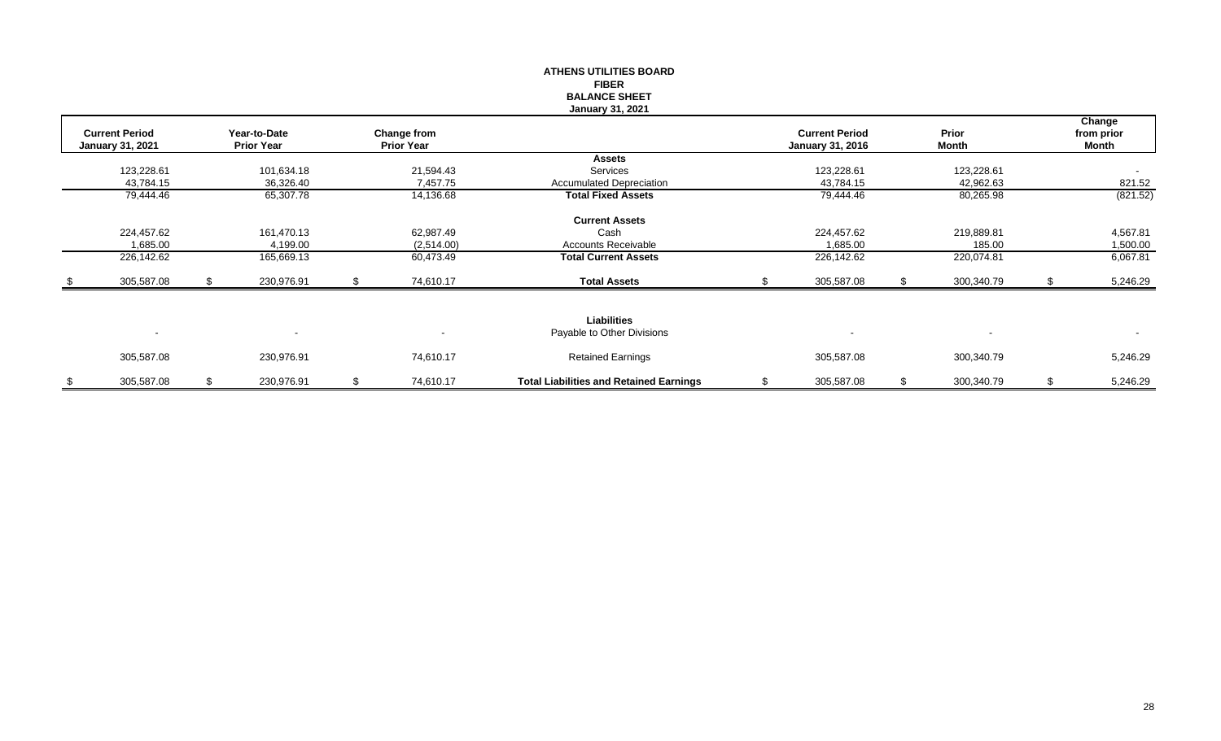**ATHENS UTILITIES BOARD**
**FIBER**
**BALANCE SHEET**
**January 31, 2021**

| Current Period January 31, 2021 | Year-to-Date Prior Year | Change from Prior Year | | Current Period January 31, 2016 | Prior Month | Change from prior Month |
|---|---|---|---|---|---|---|
| | | | **Assets** | | | |
| 123,228.61 | 101,634.18 | 21,594.43 | Services | 123,228.61 | 123,228.61 | - |
| 43,784.15 | 36,326.40 | 7,457.75 | Accumulated Depreciation | 43,784.15 | 42,962.63 | 821.52 |
| 79,444.46 | 65,307.78 | 14,136.68 | **Total Fixed Assets** | 79,444.46 | 80,265.98 | (821.52) |
| | | | **Current Assets** | | | |
| 224,457.62 | 161,470.13 | 62,987.49 | Cash | 224,457.62 | 219,889.81 | 4,567.81 |
| 1,685.00 | 4,199.00 | (2,514.00) | Accounts Receivable | 1,685.00 | 185.00 | 1,500.00 |
| 226,142.62 | 165,669.13 | 60,473.49 | **Total Current Assets** | 226,142.62 | 220,074.81 | 6,067.81 |
| $ 305,587.08 | $ 230,976.91 | $ 74,610.17 | **Total Assets** | $ 305,587.08 | $ 300,340.79 | $ 5,246.29 |
| | | | **Liabilities** | | | |
| - | - | - | Payable to Other Divisions | - | - | - |
| 305,587.08 | 230,976.91 | 74,610.17 | Retained Earnings | 305,587.08 | 300,340.79 | 5,246.29 |
| $ 305,587.08 | $ 230,976.91 | $ 74,610.17 | **Total Liabilities and Retained Earnings** | $ 305,587.08 | $ 300,340.79 | $ 5,246.29 |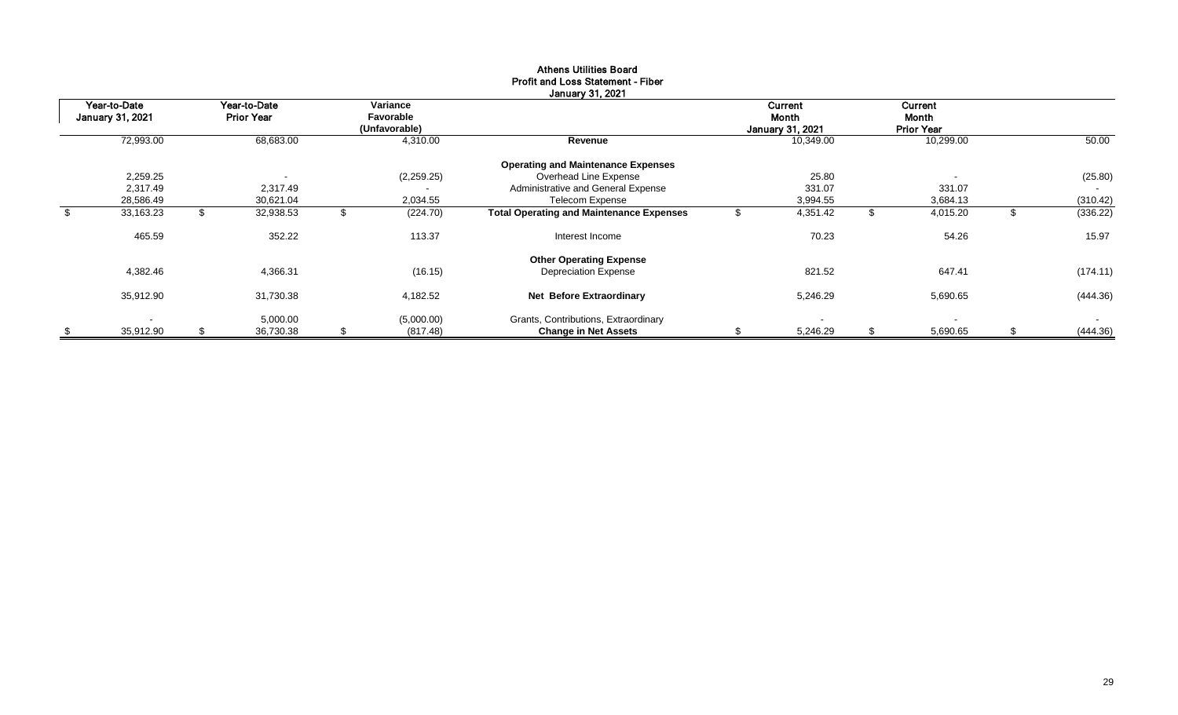# Athens Utilities Board
## Profit and Loss Statement - Fiber
### January 31, 2021

| Year-to-Date January 31, 2021 | Year-to-Date Prior Year | Variance Favorable (Unfavorable) | | Current Month January 31, 2021 | Current Month Prior Year | |
|---|---|---|---|---|---|---|
| 72,993.00 | 68,683.00 | 4,310.00 | **Revenue** | 10,349.00 | 10,299.00 | 50.00 |
| | | | **Operating and Maintenance Expenses** | | | |
| 2,259.25 | - | (2,259.25) | Overhead Line Expense | 25.80 | - | (25.80) |
| 2,317.49 | 2,317.49 | - | Administrative and General Expense | 331.07 | 331.07 | - |
| 28,586.49 | 30,621.04 | 2,034.55 | Telecom Expense | 3,994.55 | 3,684.13 | (310.42) |
| $ 33,163.23 | $ 32,938.53 | $ (224.70) | **Total Operating and Maintenance Expenses** | $ 4,351.42 | $ 4,015.20 | $ (336.22) |
| 465.59 | 352.22 | 113.37 | Interest Income | 70.23 | 54.26 | 15.97 |
| | | | **Other Operating Expense** | | | |
| 4,382.46 | 4,366.31 | (16.15) | Depreciation Expense | 821.52 | 647.41 | (174.11) |
| 35,912.90 | 31,730.38 | 4,182.52 | **Net Before Extraordinary** | 5,246.29 | 5,690.65 | (444.36) |
| - | 5,000.00 | (5,000.00) | Grants, Contributions, Extraordinary | - | - | - |
| $ 35,912.90 | $ 36,730.38 | $ (817.48) | **Change in Net Assets** | $ 5,246.29 | $ 5,690.65 | $ (444.36) |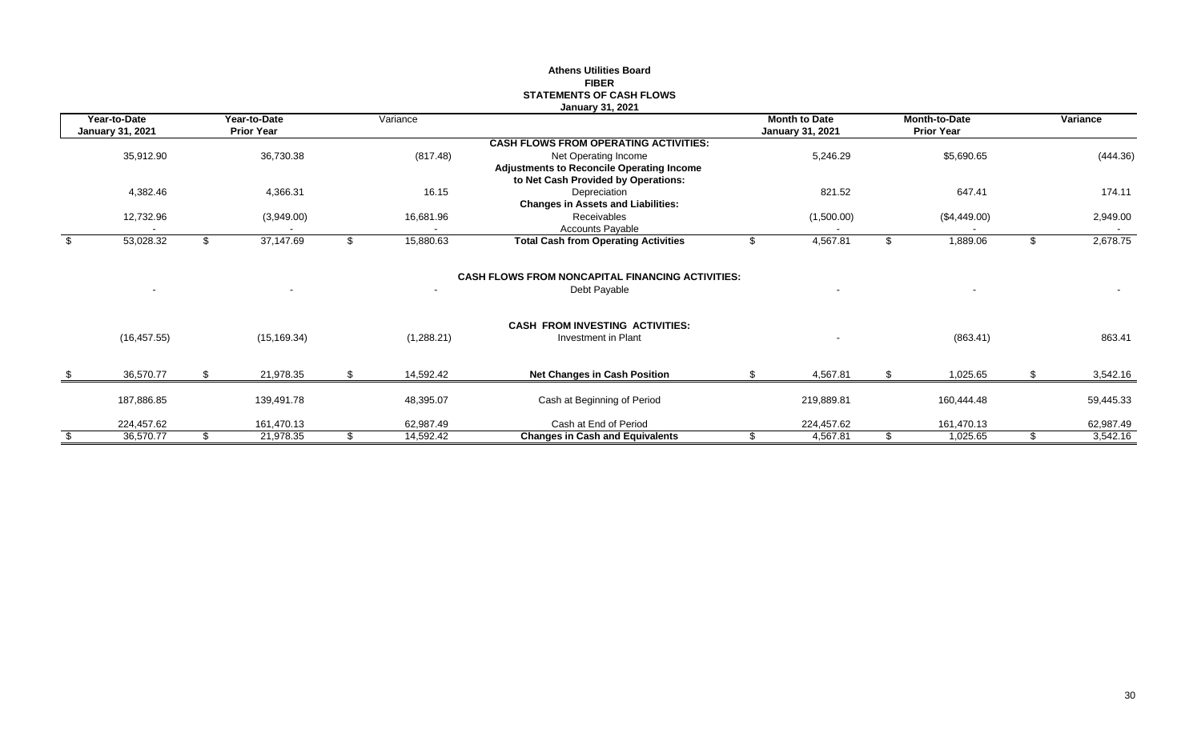# Athens Utilities Board
## FIBER
## STATEMENTS OF CASH FLOWS
### January 31, 2021

| Year-to-Date January 31, 2021 | Year-to-Date Prior Year | Variance | | Month to Date January 31, 2021 | Month-to-Date Prior Year | Variance |
|---|---|---|---|---|---|---|
| | | | **CASH FLOWS FROM OPERATING ACTIVITIES:** | | | |
| 35,912.90 | 36,730.38 | (817.48) | Net Operating Income | 5,246.29 | $5,690.65 | (444.36) |
| | | | **Adjustments to Reconcile Operating Income to Net Cash Provided by Operations:** | | | |
| 4,382.46 | 4,366.31 | 16.15 | Depreciation | 821.52 | 647.41 | 174.11 |
| | | | **Changes in Assets and Liabilities:** | | | |
| 12,732.96 | (3,949.00) | 16,681.96 | Receivables | (1,500.00) | ($4,449.00) | 2,949.00 |
| - | - | - | Accounts Payable | - | - | - |
| $ 53,028.32 | $ 37,147.69 | $ 15,880.63 | **Total Cash from Operating Activities** | $ 4,567.81 | $ 1,889.06 | $ 2,678.75 |
| | | | **CASH FLOWS FROM NONCAPITAL FINANCING ACTIVITIES:** | | | |
| - | - | - | Debt Payable | - | - | - |
| | | | **CASH FROM INVESTING ACTIVITIES:** | | | |
| (16,457.55) | (15,169.34) | (1,288.21) | Investment in Plant | - | (863.41) | 863.41 |
| $ 36,570.77 | $ 21,978.35 | $ 14,592.42 | **Net Changes in Cash Position** | $ 4,567.81 | $ 1,025.65 | $ 3,542.16 |
| 187,886.85 | 139,491.78 | 48,395.07 | Cash at Beginning of Period | 219,889.81 | 160,444.48 | 59,445.33 |
| 224,457.62 | 161,470.13 | 62,987.49 | Cash at End of Period | 224,457.62 | 161,470.13 | 62,987.49 |
| $ 36,570.77 | $ 21,978.35 | $ 14,592.42 | **Changes in Cash and Equivalents** | $ 4,567.81 | $ 1,025.65 | $ 3,542.16 |